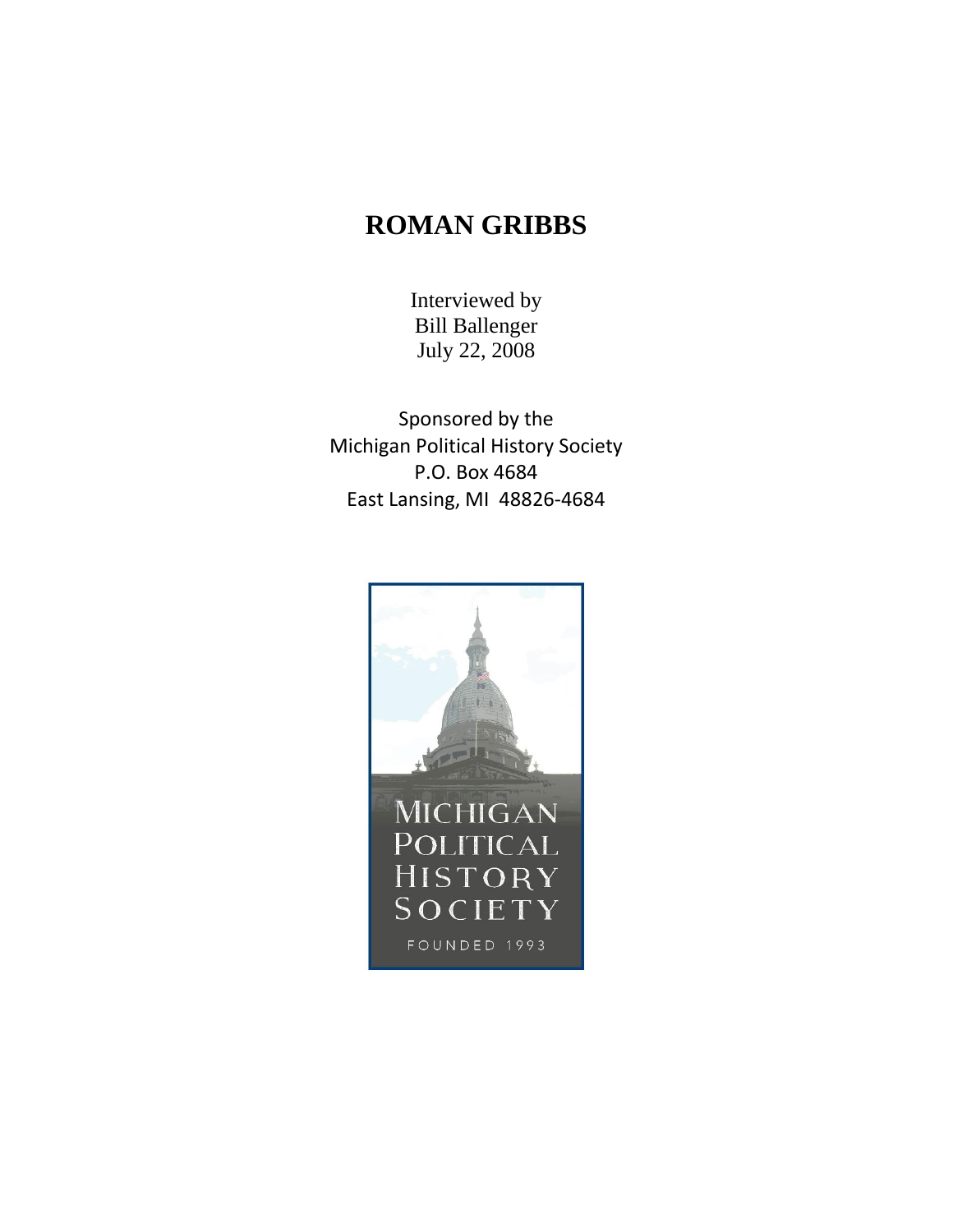# ROMAN GRIBBS

Interviewed by
Bill Ballenger
July 22, 2008

Sponsored by the
Michigan Political History Society
P.O. Box 4684
East Lansing, MI 48826-4684

MICHIGAN
POLITICAL
HISTORY
SOCIETY

FOUNDED 1993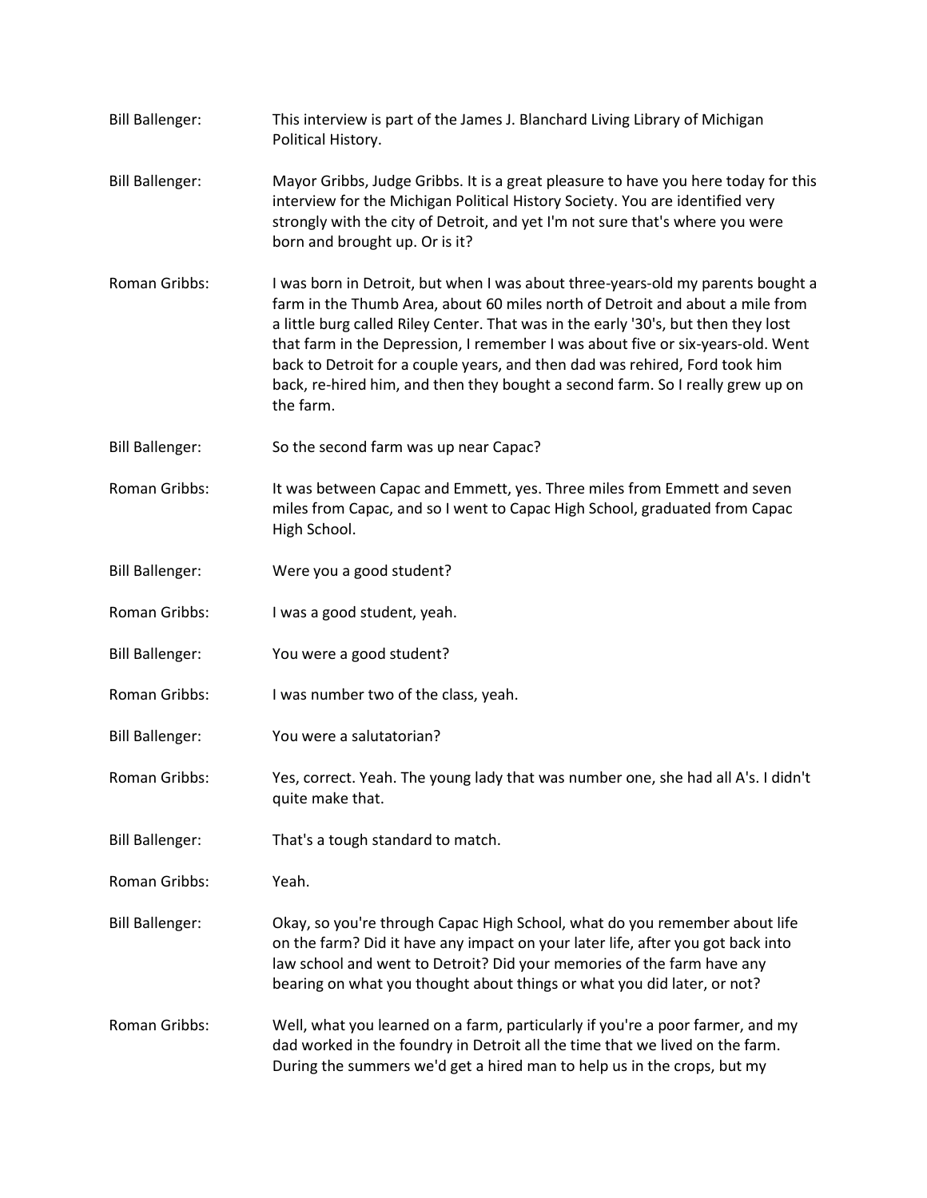**Bill Ballenger:** This interview is part of the James J. Blanchard Living Library of Michigan Political History.

**Bill Ballenger:** Mayor Gribbs, Judge Gribbs. It is a great pleasure to have you here today for this interview for the Michigan Political History Society. You are identified very strongly with the city of Detroit, and yet I'm not sure that's where you were born and brought up. Or is it?

**Roman Gribbs:** I was born in Detroit, but when I was about three-years-old my parents bought a farm in the Thumb Area, about 60 miles north of Detroit and about a mile from a little burg called Riley Center. That was in the early '30's, but then they lost that farm in the Depression, I remember I was about five or six-years-old. Went back to Detroit for a couple years, and then dad was rehired, Ford took him back, re-hired him, and then they bought a second farm. So I really grew up on the farm.

**Bill Ballenger:** So the second farm was up near Capac?

**Roman Gribbs:** It was between Capac and Emmett, yes. Three miles from Emmett and seven miles from Capac, and so I went to Capac High School, graduated from Capac High School.

**Bill Ballenger:** Were you a good student?

**Roman Gribbs:** I was a good student, yeah.

**Bill Ballenger:** You were a good student?

**Roman Gribbs:** I was number two of the class, yeah.

**Bill Ballenger:** You were a salutatorian?

**Roman Gribbs:** Yes, correct. Yeah. The young lady that was number one, she had all A's. I didn't quite make that.

**Bill Ballenger:** That's a tough standard to match.

**Roman Gribbs:** Yeah.

**Bill Ballenger:** Okay, so you're through Capac High School, what do you remember about life on the farm? Did it have any impact on your later life, after you got back into law school and went to Detroit? Did your memories of the farm have any bearing on what you thought about things or what you did later, or not?

**Roman Gribbs:** Well, what you learned on a farm, particularly if you're a poor farmer, and my dad worked in the foundry in Detroit all the time that we lived on the farm. During the summers we'd get a hired man to help us in the crops, but my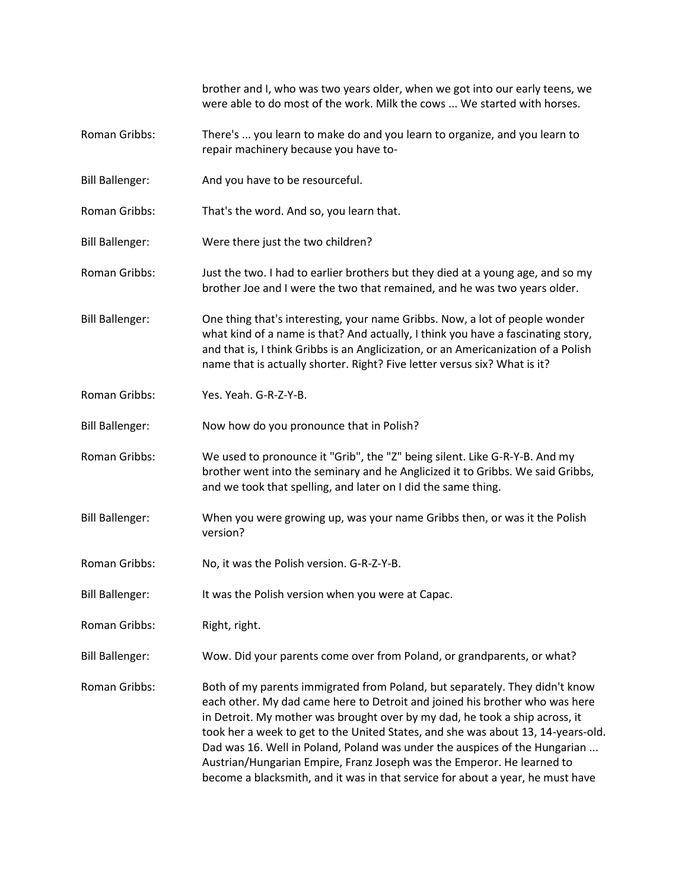brother and I, who was two years older, when we got into our early teens, we were able to do most of the work. Milk the cows ... We started with horses.

Roman Gribbs: There's ... you learn to make do and you learn to organize, and you learn to repair machinery because you have to-

Bill Ballenger: And you have to be resourceful.

Roman Gribbs: That's the word. And so, you learn that.

Bill Ballenger: Were there just the two children?

Roman Gribbs: Just the two. I had to earlier brothers but they died at a young age, and so my brother Joe and I were the two that remained, and he was two years older.

Bill Ballenger: One thing that's interesting, your name Gribbs. Now, a lot of people wonder what kind of a name is that? And actually, I think you have a fascinating story, and that is, I think Gribbs is an Anglicization, or an Americanization of a Polish name that is actually shorter. Right? Five letter versus six? What is it?

Roman Gribbs: Yes. Yeah. G-R-Z-Y-B.

Bill Ballenger: Now how do you pronounce that in Polish?

Roman Gribbs: We used to pronounce it "Grib", the "Z" being silent. Like G-R-Y-B. And my brother went into the seminary and he Anglicized it to Gribbs. We said Gribbs, and we took that spelling, and later on I did the same thing.

Bill Ballenger: When you were growing up, was your name Gribbs then, or was it the Polish version?

Roman Gribbs: No, it was the Polish version. G-R-Z-Y-B.

Bill Ballenger: It was the Polish version when you were at Capac.

Roman Gribbs: Right, right.

Bill Ballenger: Wow. Did your parents come over from Poland, or grandparents, or what?

Roman Gribbs: Both of my parents immigrated from Poland, but separately. They didn't know each other. My dad came here to Detroit and joined his brother who was here in Detroit. My mother was brought over by my dad, he took a ship across, it took her a week to get to the United States, and she was about 13, 14-years-old. Dad was 16. Well in Poland, Poland was under the auspices of the Hungarian ... Austrian/Hungarian Empire, Franz Joseph was the Emperor. He learned to become a blacksmith, and it was in that service for about a year, he must have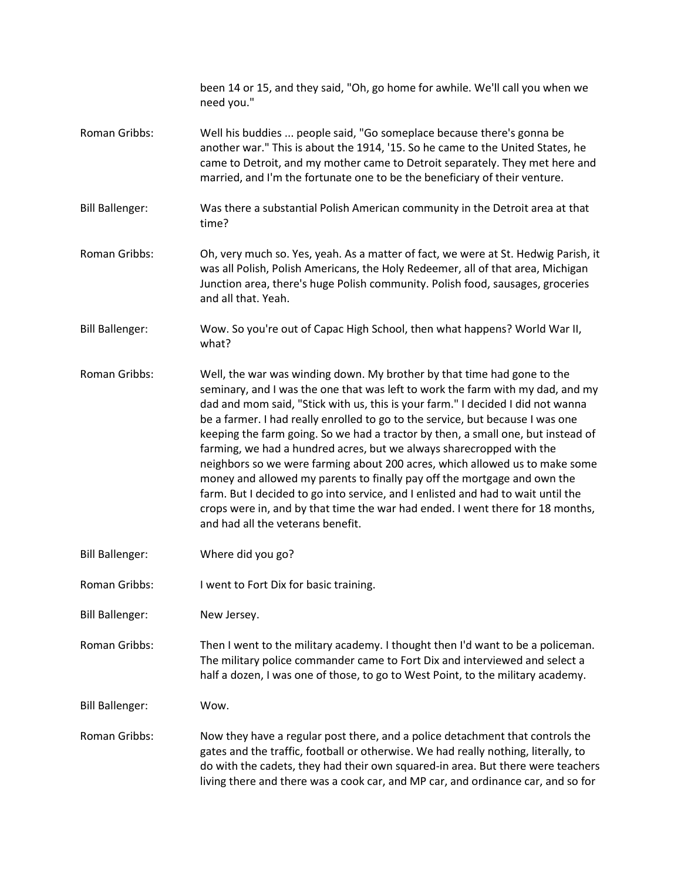been 14 or 15, and they said, "Oh, go home for awhile. We'll call you when we need you."

Roman Gribbs: Well his buddies ... people said, "Go someplace because there's gonna be another war." This is about the 1914, '15. So he came to the United States, he came to Detroit, and my mother came to Detroit separately. They met here and married, and I'm the fortunate one to be the beneficiary of their venture.

Bill Ballenger: Was there a substantial Polish American community in the Detroit area at that time?

Roman Gribbs: Oh, very much so. Yes, yeah. As a matter of fact, we were at St. Hedwig Parish, it was all Polish, Polish Americans, the Holy Redeemer, all of that area, Michigan Junction area, there's huge Polish community. Polish food, sausages, groceries and all that. Yeah.

Bill Ballenger: Wow. So you're out of Capac High School, then what happens? World War II, what?

Roman Gribbs: Well, the war was winding down. My brother by that time had gone to the seminary, and I was the one that was left to work the farm with my dad, and my dad and mom said, "Stick with us, this is your farm." I decided I did not wanna be a farmer. I had really enrolled to go to the service, but because I was one keeping the farm going. So we had a tractor by then, a small one, but instead of farming, we had a hundred acres, but we always sharecropped with the neighbors so we were farming about 200 acres, which allowed us to make some money and allowed my parents to finally pay off the mortgage and own the farm. But I decided to go into service, and I enlisted and had to wait until the crops were in, and by that time the war had ended. I went there for 18 months, and had all the veterans benefit.

Bill Ballenger: Where did you go?

Roman Gribbs: I went to Fort Dix for basic training.

Bill Ballenger: New Jersey.

Roman Gribbs: Then I went to the military academy. I thought then I'd want to be a policeman. The military police commander came to Fort Dix and interviewed and select a half a dozen, I was one of those, to go to West Point, to the military academy.

Bill Ballenger: Wow.

Roman Gribbs: Now they have a regular post there, and a police detachment that controls the gates and the traffic, football or otherwise. We had really nothing, literally, to do with the cadets, they had their own squared-in area. But there were teachers living there and there was a cook car, and MP car, and ordinance car, and so for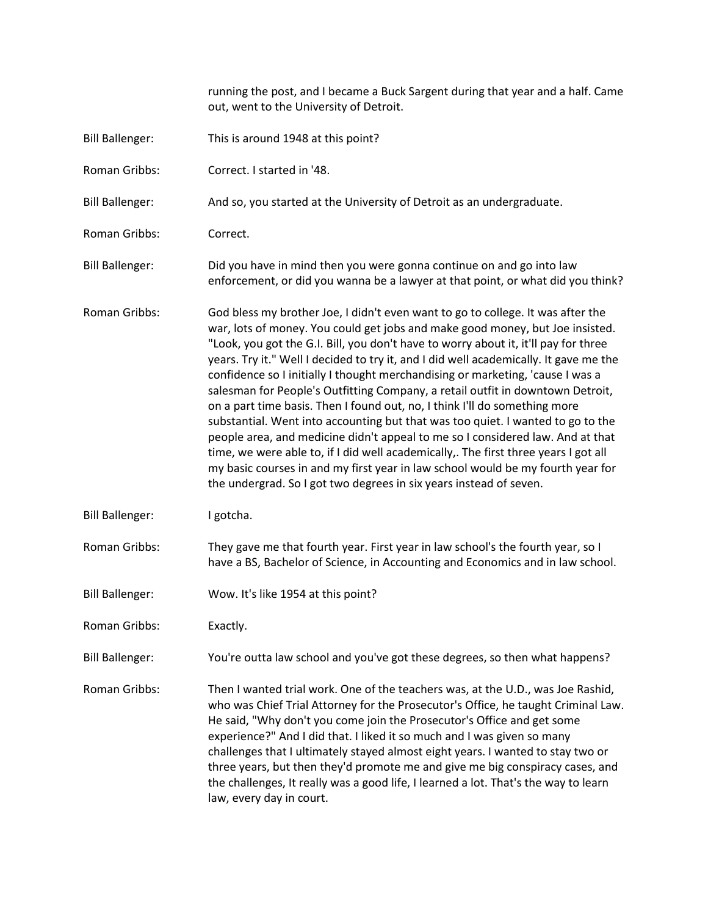running the post, and I became a Buck Sargent during that year and a half. Came out, went to the University of Detroit.

Bill Ballenger: This is around 1948 at this point?

Roman Gribbs: Correct. I started in '48.

Bill Ballenger: And so, you started at the University of Detroit as an undergraduate.

Roman Gribbs: Correct.

Bill Ballenger: Did you have in mind then you were gonna continue on and go into law enforcement, or did you wanna be a lawyer at that point, or what did you think?

Roman Gribbs: God bless my brother Joe, I didn't even want to go to college. It was after the war, lots of money. You could get jobs and make good money, but Joe insisted. "Look, you got the G.I. Bill, you don't have to worry about it, it'll pay for three years. Try it." Well I decided to try it, and I did well academically. It gave me the confidence so I initially I thought merchandising or marketing, 'cause I was a salesman for People's Outfitting Company, a retail outfit in downtown Detroit, on a part time basis. Then I found out, no, I think I'll do something more substantial. Went into accounting but that was too quiet. I wanted to go to the people area, and medicine didn't appeal to me so I considered law. And at that time, we were able to, if I did well academically,. The first three years I got all my basic courses in and my first year in law school would be my fourth year for the undergrad. So I got two degrees in six years instead of seven.

Bill Ballenger: I gotcha.

Roman Gribbs: They gave me that fourth year. First year in law school's the fourth year, so I have a BS, Bachelor of Science, in Accounting and Economics and in law school.

Bill Ballenger: Wow. It's like 1954 at this point?

Roman Gribbs: Exactly.

Bill Ballenger: You're outta law school and you've got these degrees, so then what happens?

Roman Gribbs: Then I wanted trial work. One of the teachers was, at the U.D., was Joe Rashid, who was Chief Trial Attorney for the Prosecutor's Office, he taught Criminal Law. He said, "Why don't you come join the Prosecutor's Office and get some experience?" And I did that. I liked it so much and I was given so many challenges that I ultimately stayed almost eight years. I wanted to stay two or three years, but then they'd promote me and give me big conspiracy cases, and the challenges, It really was a good life, I learned a lot. That's the way to learn law, every day in court.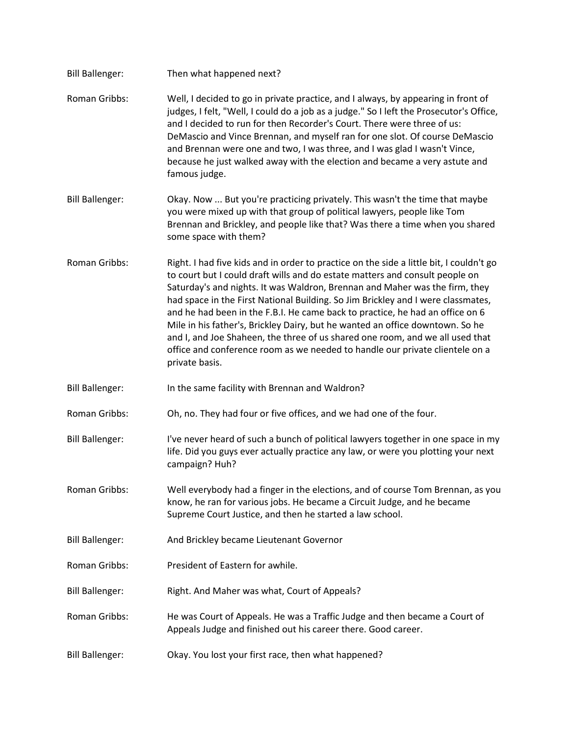Bill Ballenger: Then what happened next?

Roman Gribbs: Well, I decided to go in private practice, and I always, by appearing in front of judges, I felt, "Well, I could do a job as a judge." So I left the Prosecutor's Office, and I decided to run for then Recorder's Court. There were three of us: DeMascio and Vince Brennan, and myself ran for one slot. Of course DeMascio and Brennan were one and two, I was three, and I was glad I wasn't Vince, because he just walked away with the election and became a very astute and famous judge.

Bill Ballenger: Okay. Now ... But you're practicing privately. This wasn't the time that maybe you were mixed up with that group of political lawyers, people like Tom Brennan and Brickley, and people like that? Was there a time when you shared some space with them?

Roman Gribbs: Right. I had five kids and in order to practice on the side a little bit, I couldn't go to court but I could draft wills and do estate matters and consult people on Saturday's and nights. It was Waldron, Brennan and Maher was the firm, they had space in the First National Building. So Jim Brickley and I were classmates, and he had been in the F.B.I. He came back to practice, he had an office on 6 Mile in his father's, Brickley Dairy, but he wanted an office downtown. So he and I, and Joe Shaheen, the three of us shared one room, and we all used that office and conference room as we needed to handle our private clientele on a private basis.

Bill Ballenger: In the same facility with Brennan and Waldron?

Roman Gribbs: Oh, no. They had four or five offices, and we had one of the four.

Bill Ballenger: I've never heard of such a bunch of political lawyers together in one space in my life. Did you guys ever actually practice any law, or were you plotting your next campaign? Huh?

Roman Gribbs: Well everybody had a finger in the elections, and of course Tom Brennan, as you know, he ran for various jobs. He became a Circuit Judge, and he became Supreme Court Justice, and then he started a law school.

Bill Ballenger: And Brickley became Lieutenant Governor

Roman Gribbs: President of Eastern for awhile.

Bill Ballenger: Right. And Maher was what, Court of Appeals?

Roman Gribbs: He was Court of Appeals. He was a Traffic Judge and then became a Court of Appeals Judge and finished out his career there. Good career.

Bill Ballenger: Okay. You lost your first race, then what happened?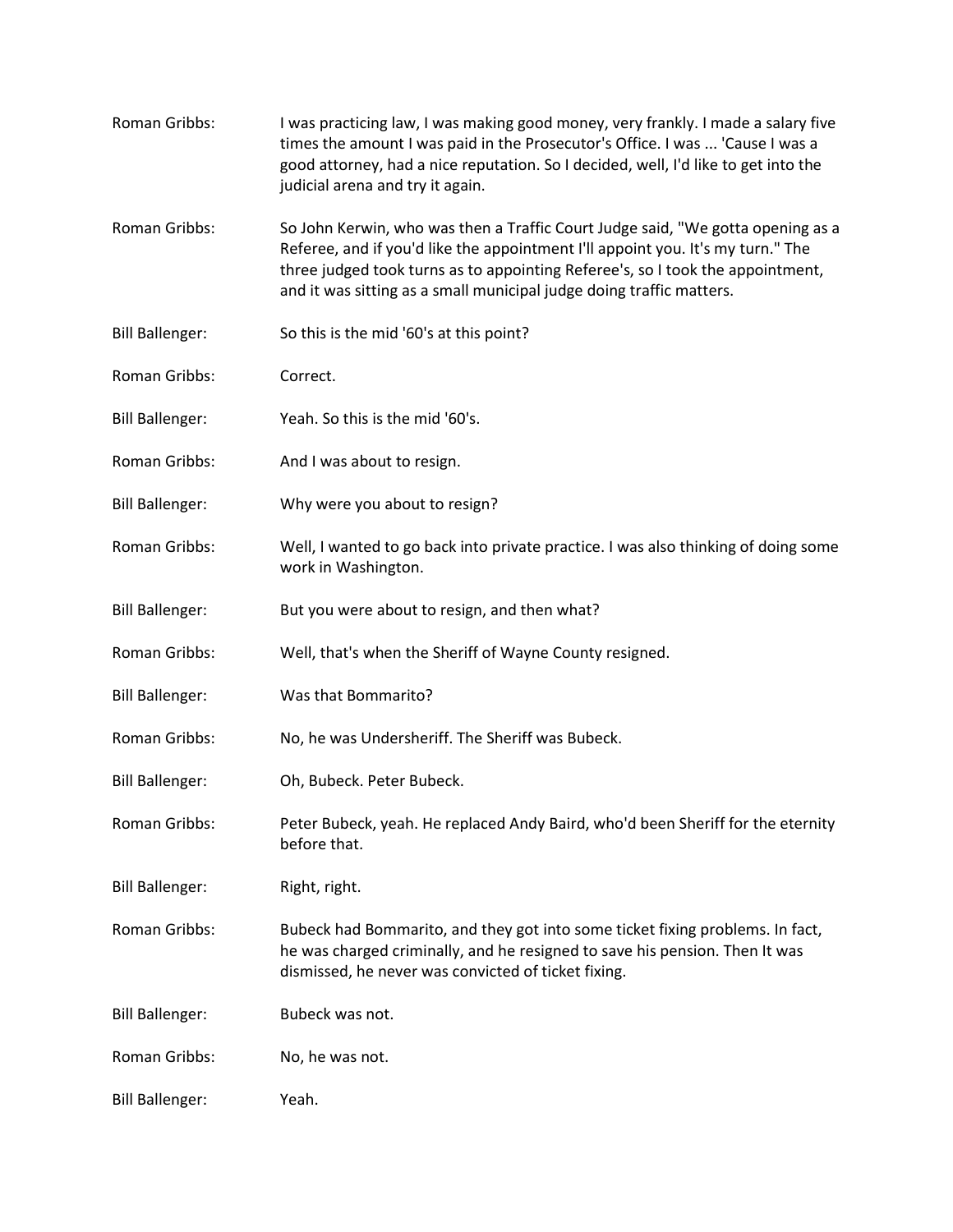Roman Gribbs: I was practicing law, I was making good money, very frankly. I made a salary five times the amount I was paid in the Prosecutor's Office. I was ... 'Cause I was a good attorney, had a nice reputation. So I decided, well, I'd like to get into the judicial arena and try it again.

Roman Gribbs: So John Kerwin, who was then a Traffic Court Judge said, "We gotta opening as a Referee, and if you'd like the appointment I'll appoint you. It's my turn." The three judged took turns as to appointing Referee's, so I took the appointment, and it was sitting as a small municipal judge doing traffic matters.

Bill Ballenger: So this is the mid '60's at this point?

Roman Gribbs: Correct.

Bill Ballenger: Yeah. So this is the mid '60's.

Roman Gribbs: And I was about to resign.

Bill Ballenger: Why were you about to resign?

Roman Gribbs: Well, I wanted to go back into private practice. I was also thinking of doing some work in Washington.

Bill Ballenger: But you were about to resign, and then what?

Roman Gribbs: Well, that's when the Sheriff of Wayne County resigned.

Bill Ballenger: Was that Bommarito?

Roman Gribbs: No, he was Undersheriff. The Sheriff was Bubeck.

Bill Ballenger: Oh, Bubeck. Peter Bubeck.

Roman Gribbs: Peter Bubeck, yeah. He replaced Andy Baird, who'd been Sheriff for the eternity before that.

Bill Ballenger: Right, right.

Roman Gribbs: Bubeck had Bommarito, and they got into some ticket fixing problems. In fact, he was charged criminally, and he resigned to save his pension. Then It was dismissed, he never was convicted of ticket fixing.

Bill Ballenger: Bubeck was not.

Roman Gribbs: No, he was not.

Bill Ballenger: Yeah.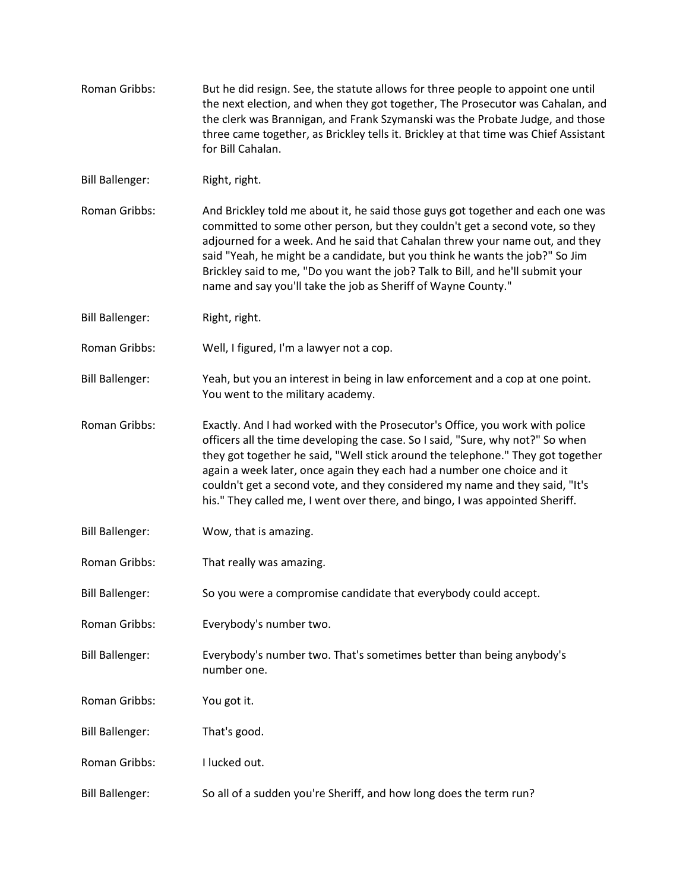Roman Gribbs: But he did resign. See, the statute allows for three people to appoint one until the next election, and when they got together, The Prosecutor was Cahalan, and the clerk was Brannigan, and Frank Szymanski was the Probate Judge, and those three came together, as Brickley tells it. Brickley at that time was Chief Assistant for Bill Cahalan.

Bill Ballenger: Right, right.

Roman Gribbs: And Brickley told me about it, he said those guys got together and each one was committed to some other person, but they couldn't get a second vote, so they adjourned for a week. And he said that Cahalan threw your name out, and they said "Yeah, he might be a candidate, but you think he wants the job?" So Jim Brickley said to me, "Do you want the job? Talk to Bill, and he'll submit your name and say you'll take the job as Sheriff of Wayne County."

Bill Ballenger: Right, right.

Roman Gribbs: Well, I figured, I'm a lawyer not a cop.

Bill Ballenger: Yeah, but you an interest in being in law enforcement and a cop at one point. You went to the military academy.

Roman Gribbs: Exactly. And I had worked with the Prosecutor's Office, you work with police officers all the time developing the case. So I said, "Sure, why not?" So when they got together he said, "Well stick around the telephone." They got together again a week later, once again they each had a number one choice and it couldn't get a second vote, and they considered my name and they said, "It's his." They called me, I went over there, and bingo, I was appointed Sheriff.

Bill Ballenger: Wow, that is amazing.

Roman Gribbs: That really was amazing.

Bill Ballenger: So you were a compromise candidate that everybody could accept.

Roman Gribbs: Everybody's number two.

Bill Ballenger: Everybody's number two. That's sometimes better than being anybody's number one.

Roman Gribbs: You got it.

Bill Ballenger: That's good.

Roman Gribbs: I lucked out.

Bill Ballenger: So all of a sudden you're Sheriff, and how long does the term run?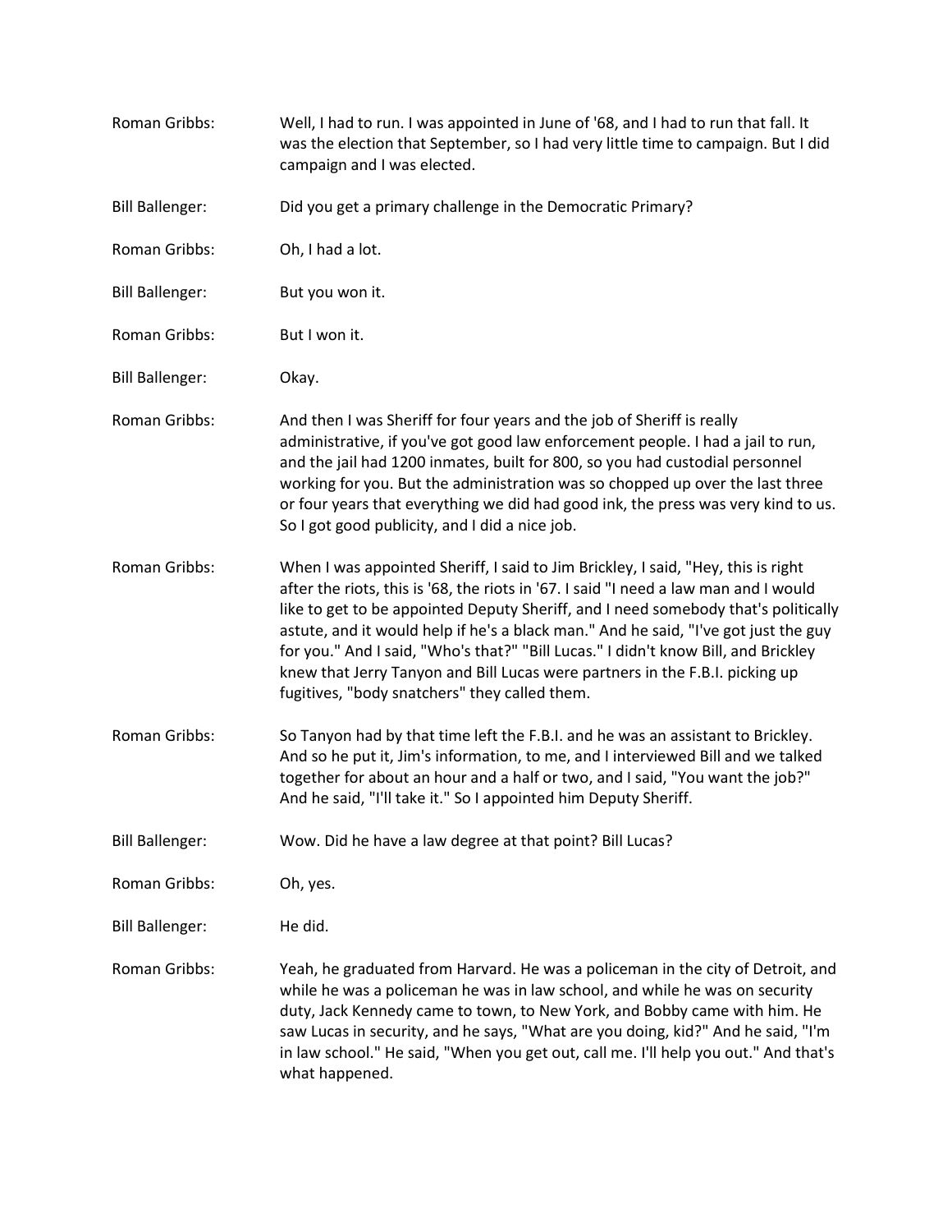Roman Gribbs: Well, I had to run. I was appointed in June of '68, and I had to run that fall. It was the election that September, so I had very little time to campaign. But I did campaign and I was elected.

Bill Ballenger: Did you get a primary challenge in the Democratic Primary?

Roman Gribbs: Oh, I had a lot.

Bill Ballenger: But you won it.

Roman Gribbs: But I won it.

Bill Ballenger: Okay.

Roman Gribbs: And then I was Sheriff for four years and the job of Sheriff is really administrative, if you've got good law enforcement people. I had a jail to run, and the jail had 1200 inmates, built for 800, so you had custodial personnel working for you. But the administration was so chopped up over the last three or four years that everything we did had good ink, the press was very kind to us. So I got good publicity, and I did a nice job.

Roman Gribbs: When I was appointed Sheriff, I said to Jim Brickley, I said, "Hey, this is right after the riots, this is '68, the riots in '67. I said "I need a law man and I would like to get to be appointed Deputy Sheriff, and I need somebody that's politically astute, and it would help if he's a black man." And he said, "I've got just the guy for you." And I said, "Who's that?" "Bill Lucas." I didn't know Bill, and Brickley knew that Jerry Tanyon and Bill Lucas were partners in the F.B.I. picking up fugitives, "body snatchers" they called them.

Roman Gribbs: So Tanyon had by that time left the F.B.I. and he was an assistant to Brickley. And so he put it, Jim's information, to me, and I interviewed Bill and we talked together for about an hour and a half or two, and I said, "You want the job?" And he said, "I'll take it." So I appointed him Deputy Sheriff.

Bill Ballenger: Wow. Did he have a law degree at that point? Bill Lucas?

Roman Gribbs: Oh, yes.

Bill Ballenger: He did.

Roman Gribbs: Yeah, he graduated from Harvard. He was a policeman in the city of Detroit, and while he was a policeman he was in law school, and while he was on security duty, Jack Kennedy came to town, to New York, and Bobby came with him. He saw Lucas in security, and he says, "What are you doing, kid?" And he said, "I'm in law school." He said, "When you get out, call me. I'll help you out." And that's what happened.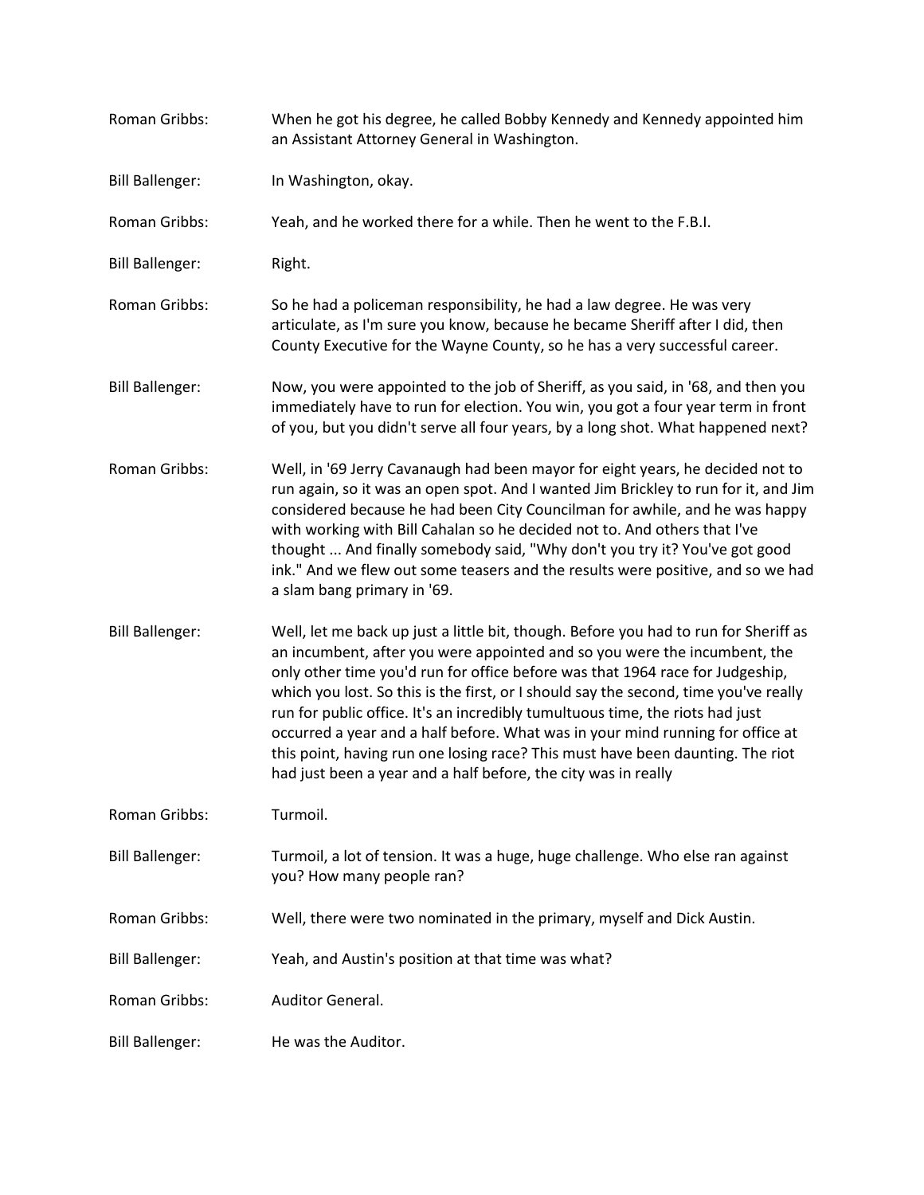Roman Gribbs: When he got his degree, he called Bobby Kennedy and Kennedy appointed him an Assistant Attorney General in Washington.

Bill Ballenger: In Washington, okay.

Roman Gribbs: Yeah, and he worked there for a while. Then he went to the F.B.I.

Bill Ballenger: Right.

Roman Gribbs: So he had a policeman responsibility, he had a law degree. He was very articulate, as I'm sure you know, because he became Sheriff after I did, then County Executive for the Wayne County, so he has a very successful career.

Bill Ballenger: Now, you were appointed to the job of Sheriff, as you said, in '68, and then you immediately have to run for election. You win, you got a four year term in front of you, but you didn't serve all four years, by a long shot. What happened next?

Roman Gribbs: Well, in '69 Jerry Cavanaugh had been mayor for eight years, he decided not to run again, so it was an open spot. And I wanted Jim Brickley to run for it, and Jim considered because he had been City Councilman for awhile, and he was happy with working with Bill Cahalan so he decided not to. And others that I've thought ... And finally somebody said, "Why don't you try it? You've got good ink." And we flew out some teasers and the results were positive, and so we had a slam bang primary in '69.

Bill Ballenger: Well, let me back up just a little bit, though. Before you had to run for Sheriff as an incumbent, after you were appointed and so you were the incumbent, the only other time you'd run for office before was that 1964 race for Judgeship, which you lost. So this is the first, or I should say the second, time you've really run for public office. It's an incredibly tumultuous time, the riots had just occurred a year and a half before. What was in your mind running for office at this point, having run one losing race? This must have been daunting. The riot had just been a year and a half before, the city was in really

Roman Gribbs: Turmoil.

Bill Ballenger: Turmoil, a lot of tension. It was a huge, huge challenge. Who else ran against you? How many people ran?

Roman Gribbs: Well, there were two nominated in the primary, myself and Dick Austin.

Bill Ballenger: Yeah, and Austin's position at that time was what?

Roman Gribbs: Auditor General.

Bill Ballenger: He was the Auditor.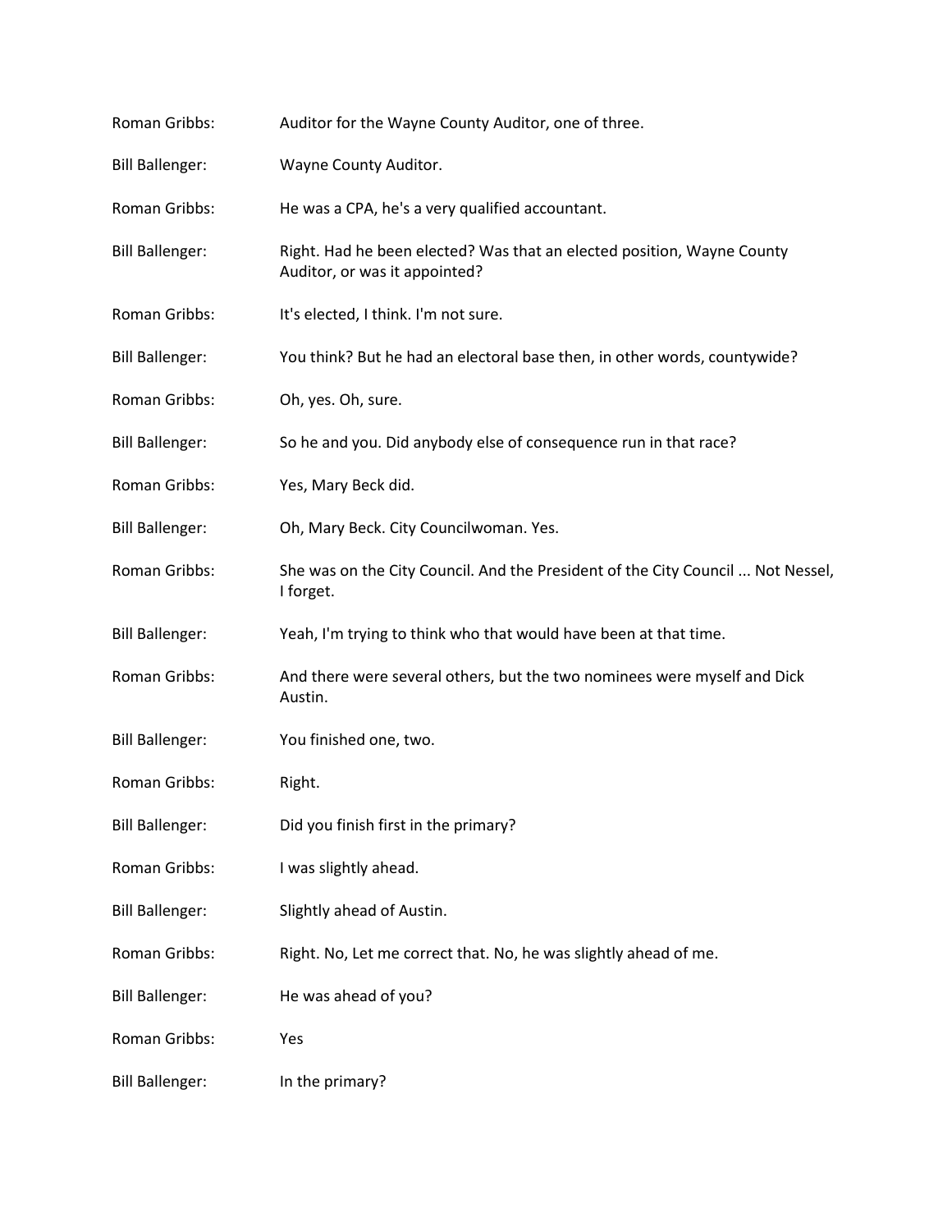Roman Gribbs: Auditor for the Wayne County Auditor, one of three.

Bill Ballenger: Wayne County Auditor.

Roman Gribbs: He was a CPA, he's a very qualified accountant.

Bill Ballenger: Right. Had he been elected? Was that an elected position, Wayne County Auditor, or was it appointed?

Roman Gribbs: It's elected, I think. I'm not sure.

Bill Ballenger: You think? But he had an electoral base then, in other words, countywide?

Roman Gribbs: Oh, yes. Oh, sure.

Bill Ballenger: So he and you. Did anybody else of consequence run in that race?

Roman Gribbs: Yes, Mary Beck did.

Bill Ballenger: Oh, Mary Beck. City Councilwoman. Yes.

Roman Gribbs: She was on the City Council. And the President of the City Council ... Not Nessel, I forget.

Bill Ballenger: Yeah, I'm trying to think who that would have been at that time.

Roman Gribbs: And there were several others, but the two nominees were myself and Dick Austin.

Bill Ballenger: You finished one, two.

Roman Gribbs: Right.

Bill Ballenger: Did you finish first in the primary?

Roman Gribbs: I was slightly ahead.

Bill Ballenger: Slightly ahead of Austin.

Roman Gribbs: Right. No, Let me correct that. No, he was slightly ahead of me.

Bill Ballenger: He was ahead of you?

Roman Gribbs: Yes

Bill Ballenger: In the primary?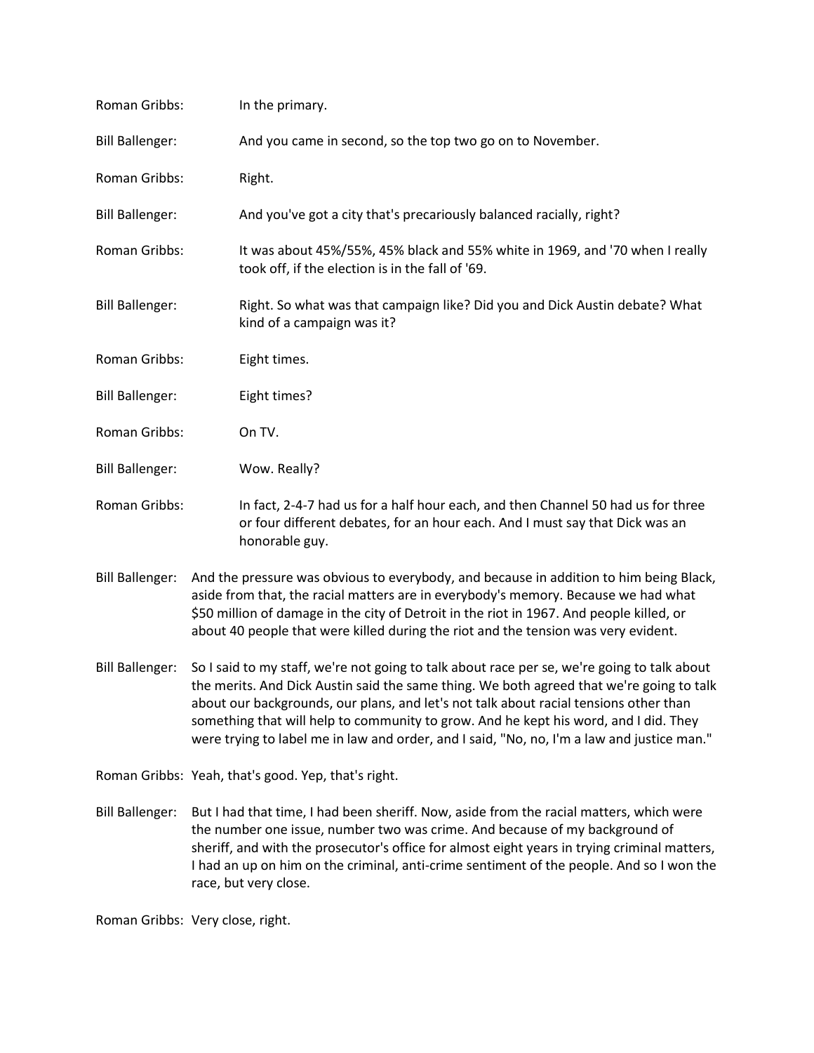Roman Gribbs: In the primary.

Bill Ballenger: And you came in second, so the top two go on to November.

Roman Gribbs: Right.

Bill Ballenger: And you've got a city that's precariously balanced racially, right?

Roman Gribbs: It was about 45%/55%, 45% black and 55% white in 1969, and '70 when I really took off, if the election is in the fall of '69.

Bill Ballenger: Right. So what was that campaign like? Did you and Dick Austin debate? What kind of a campaign was it?

Roman Gribbs: Eight times.

Bill Ballenger: Eight times?

Roman Gribbs: On TV.

Bill Ballenger: Wow. Really?

Roman Gribbs: In fact, 2-4-7 had us for a half hour each, and then Channel 50 had us for three or four different debates, for an hour each. And I must say that Dick was an honorable guy.

Bill Ballenger: And the pressure was obvious to everybody, and because in addition to him being Black, aside from that, the racial matters are in everybody's memory. Because we had what $50 million of damage in the city of Detroit in the riot in 1967. And people killed, or about 40 people that were killed during the riot and the tension was very evident.

Bill Ballenger: So I said to my staff, we're not going to talk about race per se, we're going to talk about the merits. And Dick Austin said the same thing. We both agreed that we're going to talk about our backgrounds, our plans, and let's not talk about racial tensions other than something that will help to community to grow. And he kept his word, and I did. They were trying to label me in law and order, and I said, "No, no, I'm a law and justice man."

Roman Gribbs: Yeah, that's good. Yep, that's right.

Bill Ballenger: But I had that time, I had been sheriff. Now, aside from the racial matters, which were the number one issue, number two was crime. And because of my background of sheriff, and with the prosecutor's office for almost eight years in trying criminal matters, I had an up on him on the criminal, anti-crime sentiment of the people. And so I won the race, but very close.

Roman Gribbs: Very close, right.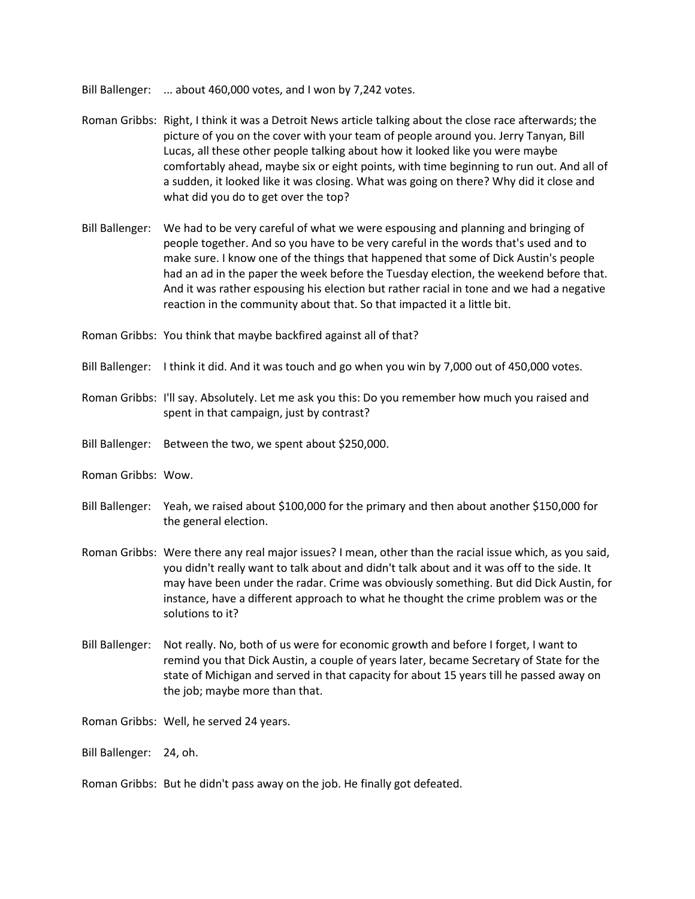Bill Ballenger: ... about 460,000 votes, and I won by 7,242 votes.

Roman Gribbs: Right, I think it was a Detroit News article talking about the close race afterwards; the picture of you on the cover with your team of people around you. Jerry Tanyan, Bill Lucas, all these other people talking about how it looked like you were maybe comfortably ahead, maybe six or eight points, with time beginning to run out. And all of a sudden, it looked like it was closing. What was going on there? Why did it close and what did you do to get over the top?

Bill Ballenger: We had to be very careful of what we were espousing and planning and bringing of people together. And so you have to be very careful in the words that's used and to make sure. I know one of the things that happened that some of Dick Austin's people had an ad in the paper the week before the Tuesday election, the weekend before that. And it was rather espousing his election but rather racial in tone and we had a negative reaction in the community about that. So that impacted it a little bit.

Roman Gribbs: You think that maybe backfired against all of that?

Bill Ballenger: I think it did. And it was touch and go when you win by 7,000 out of 450,000 votes.

Roman Gribbs: I'll say. Absolutely. Let me ask you this: Do you remember how much you raised and spent in that campaign, just by contrast?

Bill Ballenger: Between the two, we spent about $250,000.

Roman Gribbs: Wow.

Bill Ballenger: Yeah, we raised about $100,000 for the primary and then about another $150,000 for the general election.

Roman Gribbs: Were there any real major issues? I mean, other than the racial issue which, as you said, you didn't really want to talk about and didn't talk about and it was off to the side. It may have been under the radar. Crime was obviously something. But did Dick Austin, for instance, have a different approach to what he thought the crime problem was or the solutions to it?

Bill Ballenger: Not really. No, both of us were for economic growth and before I forget, I want to remind you that Dick Austin, a couple of years later, became Secretary of State for the state of Michigan and served in that capacity for about 15 years till he passed away on the job; maybe more than that.

Roman Gribbs: Well, he served 24 years.

Bill Ballenger: 24, oh.

Roman Gribbs: But he didn't pass away on the job. He finally got defeated.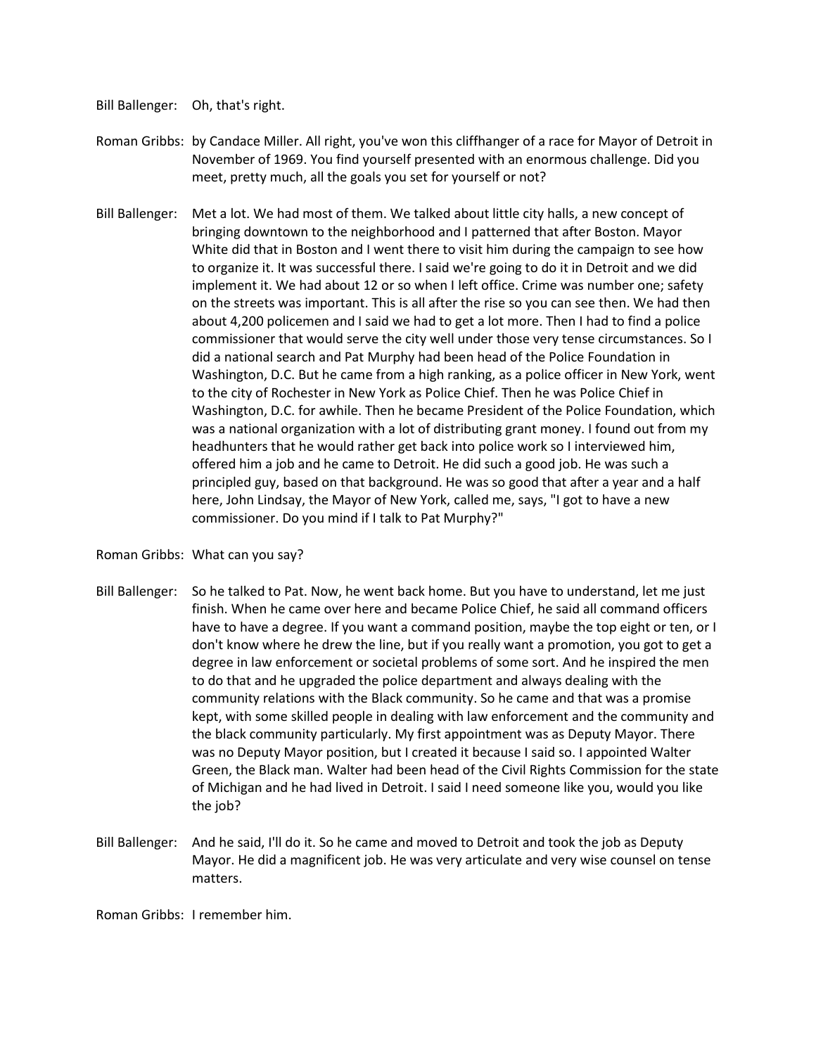Bill Ballenger: Oh, that's right.

Roman Gribbs: by Candace Miller. All right, you've won this cliffhanger of a race for Mayor of Detroit in November of 1969. You find yourself presented with an enormous challenge. Did you meet, pretty much, all the goals you set for yourself or not?

Bill Ballenger: Met a lot. We had most of them. We talked about little city halls, a new concept of bringing downtown to the neighborhood and I patterned that after Boston. Mayor White did that in Boston and I went there to visit him during the campaign to see how to organize it. It was successful there. I said we're going to do it in Detroit and we did implement it. We had about 12 or so when I left office. Crime was number one; safety on the streets was important. This is all after the rise so you can see then. We had then about 4,200 policemen and I said we had to get a lot more. Then I had to find a police commissioner that would serve the city well under those very tense circumstances. So I did a national search and Pat Murphy had been head of the Police Foundation in Washington, D.C. But he came from a high ranking, as a police officer in New York, went to the city of Rochester in New York as Police Chief. Then he was Police Chief in Washington, D.C. for awhile. Then he became President of the Police Foundation, which was a national organization with a lot of distributing grant money. I found out from my headhunters that he would rather get back into police work so I interviewed him, offered him a job and he came to Detroit. He did such a good job. He was such a principled guy, based on that background. He was so good that after a year and a half here, John Lindsay, the Mayor of New York, called me, says, "I got to have a new commissioner. Do you mind if I talk to Pat Murphy?"

Roman Gribbs: What can you say?

Bill Ballenger: So he talked to Pat. Now, he went back home. But you have to understand, let me just finish. When he came over here and became Police Chief, he said all command officers have to have a degree. If you want a command position, maybe the top eight or ten, or I don't know where he drew the line, but if you really want a promotion, you got to get a degree in law enforcement or societal problems of some sort. And he inspired the men to do that and he upgraded the police department and always dealing with the community relations with the Black community. So he came and that was a promise kept, with some skilled people in dealing with law enforcement and the community and the black community particularly. My first appointment was as Deputy Mayor. There was no Deputy Mayor position, but I created it because I said so. I appointed Walter Green, the Black man. Walter had been head of the Civil Rights Commission for the state of Michigan and he had lived in Detroit. I said I need someone like you, would you like the job?

Bill Ballenger: And he said, I'll do it. So he came and moved to Detroit and took the job as Deputy Mayor. He did a magnificent job. He was very articulate and very wise counsel on tense matters.

Roman Gribbs: I remember him.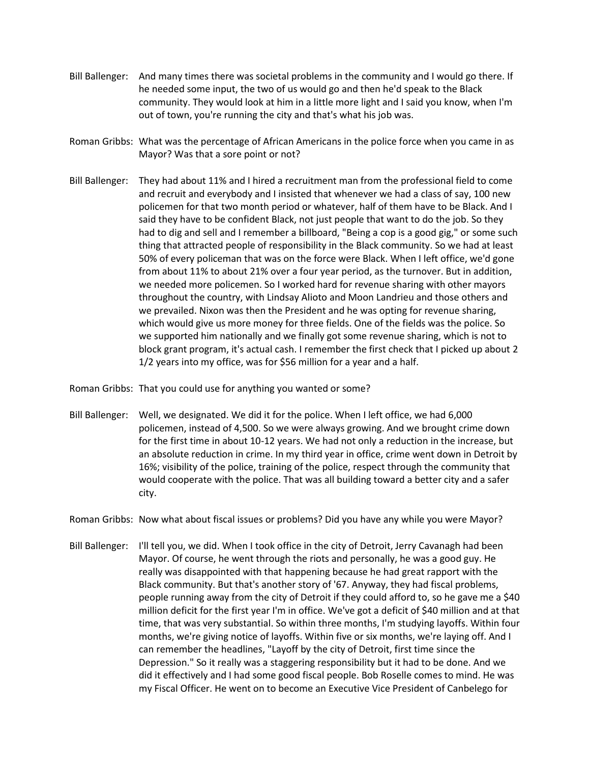Bill Ballenger: And many times there was societal problems in the community and I would go there. If he needed some input, the two of us would go and then he'd speak to the Black community. They would look at him in a little more light and I said you know, when I'm out of town, you're running the city and that's what his job was.

Roman Gribbs: What was the percentage of African Americans in the police force when you came in as Mayor? Was that a sore point or not?

Bill Ballenger: They had about 11% and I hired a recruitment man from the professional field to come and recruit and everybody and I insisted that whenever we had a class of say, 100 new policemen for that two month period or whatever, half of them have to be Black. And I said they have to be confident Black, not just people that want to do the job. So they had to dig and sell and I remember a billboard, "Being a cop is a good gig," or some such thing that attracted people of responsibility in the Black community. So we had at least 50% of every policeman that was on the force were Black. When I left office, we'd gone from about 11% to about 21% over a four year period, as the turnover. But in addition, we needed more policemen. So I worked hard for revenue sharing with other mayors throughout the country, with Lindsay Alioto and Moon Landrieu and those others and we prevailed. Nixon was then the President and he was opting for revenue sharing, which would give us more money for three fields. One of the fields was the police. So we supported him nationally and we finally got some revenue sharing, which is not to block grant program, it's actual cash. I remember the first check that I picked up about 2 1/2 years into my office, was for $56 million for a year and a half.

Roman Gribbs: That you could use for anything you wanted or some?

Bill Ballenger: Well, we designated. We did it for the police. When I left office, we had 6,000 policemen, instead of 4,500. So we were always growing. And we brought crime down for the first time in about 10-12 years. We had not only a reduction in the increase, but an absolute reduction in crime. In my third year in office, crime went down in Detroit by 16%; visibility of the police, training of the police, respect through the community that would cooperate with the police. That was all building toward a better city and a safer city.

Roman Gribbs: Now what about fiscal issues or problems? Did you have any while you were Mayor?

Bill Ballenger: I'll tell you, we did. When I took office in the city of Detroit, Jerry Cavanagh had been Mayor. Of course, he went through the riots and personally, he was a good guy. He really was disappointed with that happening because he had great rapport with the Black community. But that's another story of '67. Anyway, they had fiscal problems, people running away from the city of Detroit if they could afford to, so he gave me a $40 million deficit for the first year I'm in office. We've got a deficit of $40 million and at that time, that was very substantial. So within three months, I'm studying layoffs. Within four months, we're giving notice of layoffs. Within five or six months, we're laying off. And I can remember the headlines, "Layoff by the city of Detroit, first time since the Depression." So it really was a staggering responsibility but it had to be done. And we did it effectively and I had some good fiscal people. Bob Roselle comes to mind. He was my Fiscal Officer. He went on to become an Executive Vice President of Canbelego for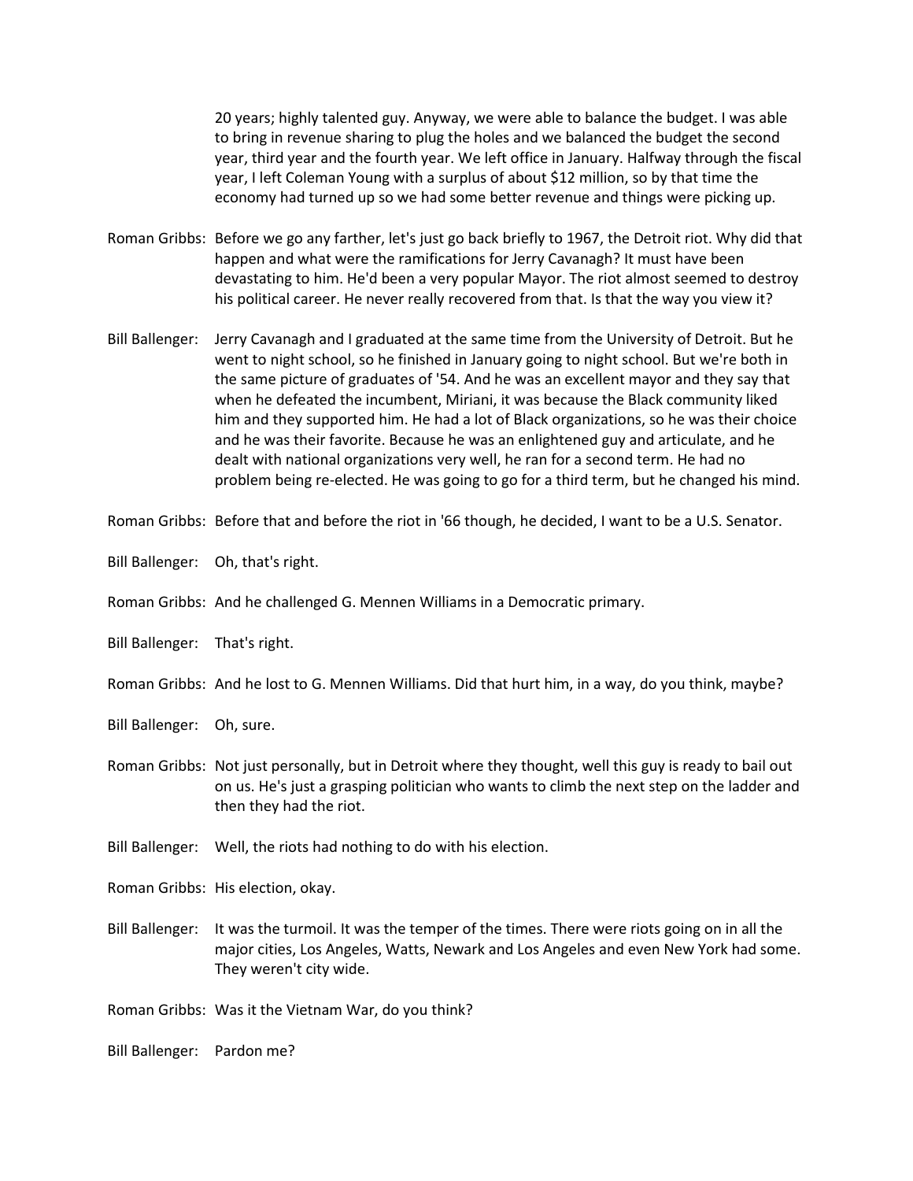20 years; highly talented guy. Anyway, we were able to balance the budget. I was able to bring in revenue sharing to plug the holes and we balanced the budget the second year, third year and the fourth year. We left office in January. Halfway through the fiscal year, I left Coleman Young with a surplus of about $12 million, so by that time the economy had turned up so we had some better revenue and things were picking up.

Roman Gribbs: Before we go any farther, let's just go back briefly to 1967, the Detroit riot. Why did that happen and what were the ramifications for Jerry Cavanagh? It must have been devastating to him. He'd been a very popular Mayor. The riot almost seemed to destroy his political career. He never really recovered from that. Is that the way you view it?

Bill Ballenger: Jerry Cavanagh and I graduated at the same time from the University of Detroit. But he went to night school, so he finished in January going to night school. But we're both in the same picture of graduates of '54. And he was an excellent mayor and they say that when he defeated the incumbent, Miriani, it was because the Black community liked him and they supported him. He had a lot of Black organizations, so he was their choice and he was their favorite. Because he was an enlightened guy and articulate, and he dealt with national organizations very well, he ran for a second term. He had no problem being re-elected. He was going to go for a third term, but he changed his mind.

Roman Gribbs: Before that and before the riot in '66 though, he decided, I want to be a U.S. Senator.

Bill Ballenger: Oh, that's right.

Roman Gribbs: And he challenged G. Mennen Williams in a Democratic primary.

Bill Ballenger: That's right.

Roman Gribbs: And he lost to G. Mennen Williams. Did that hurt him, in a way, do you think, maybe?

Bill Ballenger: Oh, sure.

Roman Gribbs: Not just personally, but in Detroit where they thought, well this guy is ready to bail out on us. He's just a grasping politician who wants to climb the next step on the ladder and then they had the riot.

Bill Ballenger: Well, the riots had nothing to do with his election.

Roman Gribbs: His election, okay.

Bill Ballenger: It was the turmoil. It was the temper of the times. There were riots going on in all the major cities, Los Angeles, Watts, Newark and Los Angeles and even New York had some. They weren't city wide.

Roman Gribbs: Was it the Vietnam War, do you think?

Bill Ballenger: Pardon me?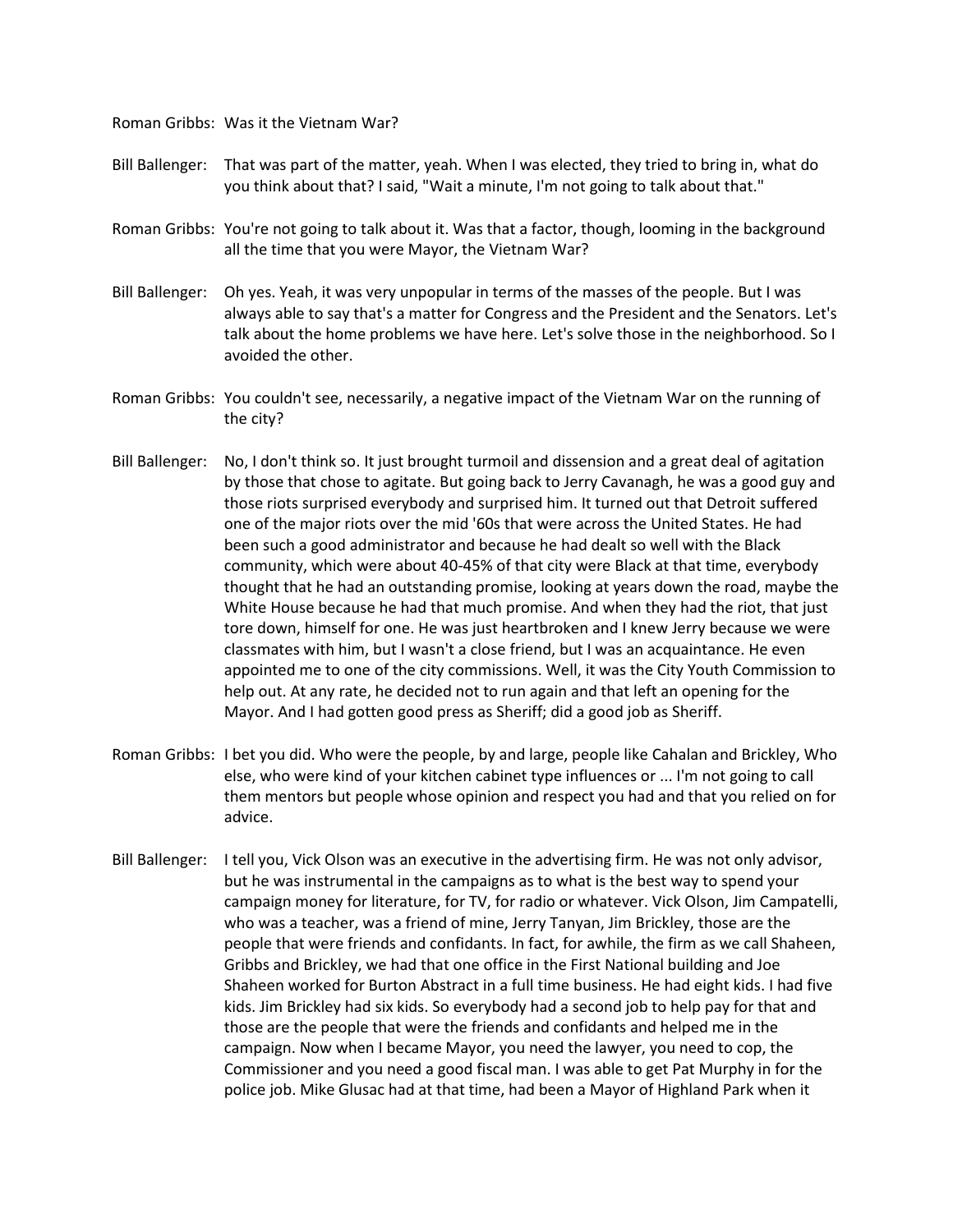Roman Gribbs: Was it the Vietnam War?

Bill Ballenger: That was part of the matter, yeah. When I was elected, they tried to bring in, what do you think about that? I said, "Wait a minute, I'm not going to talk about that."

Roman Gribbs: You're not going to talk about it. Was that a factor, though, looming in the background all the time that you were Mayor, the Vietnam War?

Bill Ballenger: Oh yes. Yeah, it was very unpopular in terms of the masses of the people. But I was always able to say that's a matter for Congress and the President and the Senators. Let's talk about the home problems we have here. Let's solve those in the neighborhood. So I avoided the other.

Roman Gribbs: You couldn't see, necessarily, a negative impact of the Vietnam War on the running of the city?

Bill Ballenger: No, I don't think so. It just brought turmoil and dissension and a great deal of agitation by those that chose to agitate. But going back to Jerry Cavanagh, he was a good guy and those riots surprised everybody and surprised him. It turned out that Detroit suffered one of the major riots over the mid '60s that were across the United States. He had been such a good administrator and because he had dealt so well with the Black community, which were about 40-45% of that city were Black at that time, everybody thought that he had an outstanding promise, looking at years down the road, maybe the White House because he had that much promise. And when they had the riot, that just tore down, himself for one. He was just heartbroken and I knew Jerry because we were classmates with him, but I wasn't a close friend, but I was an acquaintance. He even appointed me to one of the city commissions. Well, it was the City Youth Commission to help out. At any rate, he decided not to run again and that left an opening for the Mayor. And I had gotten good press as Sheriff; did a good job as Sheriff.

Roman Gribbs: I bet you did. Who were the people, by and large, people like Cahalan and Brickley, Who else, who were kind of your kitchen cabinet type influences or ... I'm not going to call them mentors but people whose opinion and respect you had and that you relied on for advice.

Bill Ballenger: I tell you, Vick Olson was an executive in the advertising firm. He was not only advisor, but he was instrumental in the campaigns as to what is the best way to spend your campaign money for literature, for TV, for radio or whatever. Vick Olson, Jim Campatelli, who was a teacher, was a friend of mine, Jerry Tanyan, Jim Brickley, those are the people that were friends and confidants. In fact, for awhile, the firm as we call Shaheen, Gribbs and Brickley, we had that one office in the First National building and Joe Shaheen worked for Burton Abstract in a full time business. He had eight kids. I had five kids. Jim Brickley had six kids. So everybody had a second job to help pay for that and those are the people that were the friends and confidants and helped me in the campaign. Now when I became Mayor, you need the lawyer, you need to cop, the Commissioner and you need a good fiscal man. I was able to get Pat Murphy in for the police job. Mike Glusac had at that time, had been a Mayor of Highland Park when it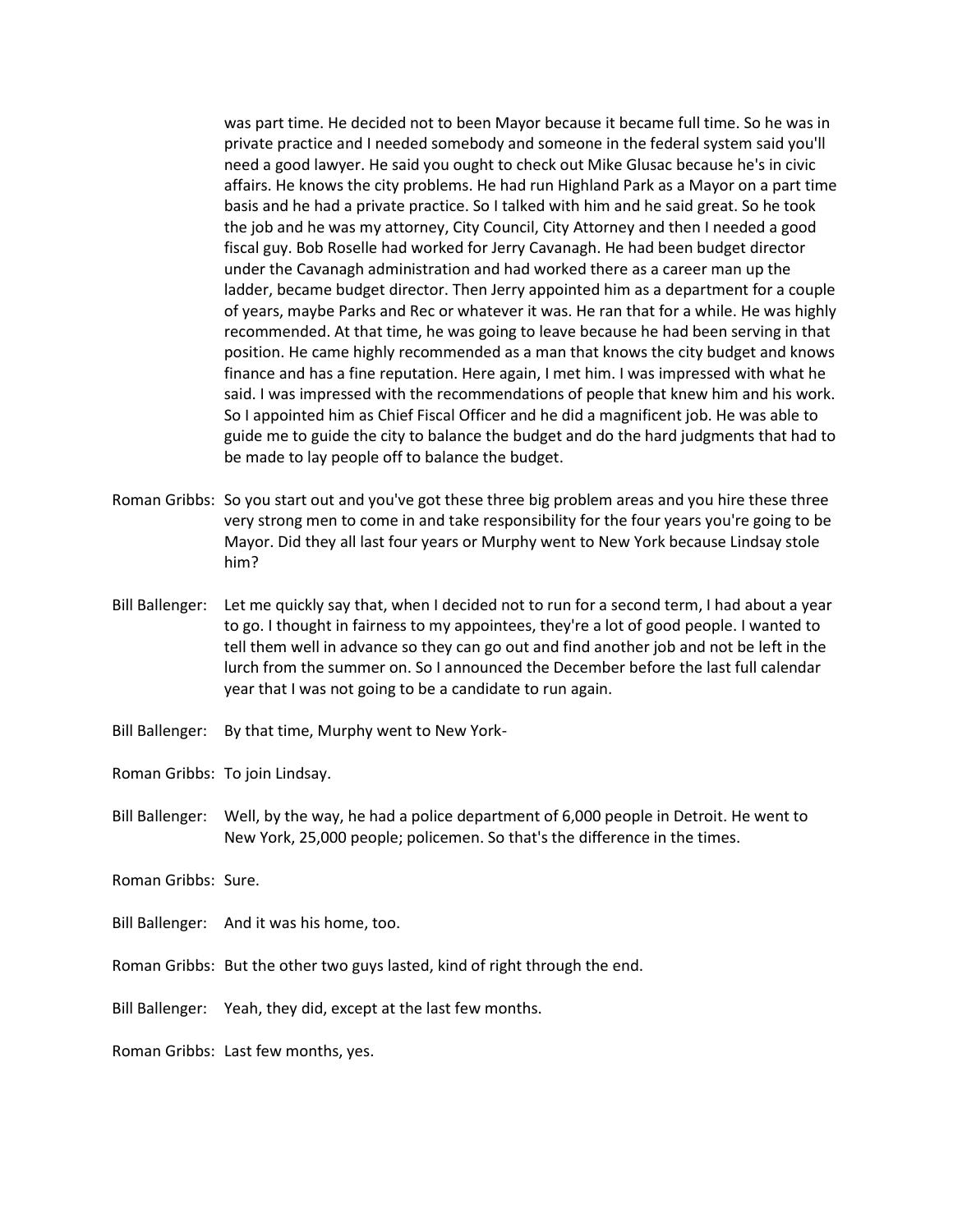was part time. He decided not to been Mayor because it became full time. So he was in private practice and I needed somebody and someone in the federal system said you'll need a good lawyer. He said you ought to check out Mike Glusac because he's in civic affairs. He knows the city problems. He had run Highland Park as a Mayor on a part time basis and he had a private practice. So I talked with him and he said great. So he took the job and he was my attorney, City Council, City Attorney and then I needed a good fiscal guy. Bob Roselle had worked for Jerry Cavanagh. He had been budget director under the Cavanagh administration and had worked there as a career man up the ladder, became budget director. Then Jerry appointed him as a department for a couple of years, maybe Parks and Rec or whatever it was. He ran that for a while. He was highly recommended. At that time, he was going to leave because he had been serving in that position. He came highly recommended as a man that knows the city budget and knows finance and has a fine reputation. Here again, I met him. I was impressed with what he said. I was impressed with the recommendations of people that knew him and his work. So I appointed him as Chief Fiscal Officer and he did a magnificent job. He was able to guide me to guide the city to balance the budget and do the hard judgments that had to be made to lay people off to balance the budget.

Roman Gribbs: So you start out and you've got these three big problem areas and you hire these three very strong men to come in and take responsibility for the four years you're going to be Mayor. Did they all last four years or Murphy went to New York because Lindsay stole him?

Bill Ballenger: Let me quickly say that, when I decided not to run for a second term, I had about a year to go. I thought in fairness to my appointees, they're a lot of good people. I wanted to tell them well in advance so they can go out and find another job and not be left in the lurch from the summer on. So I announced the December before the last full calendar year that I was not going to be a candidate to run again.

Bill Ballenger: By that time, Murphy went to New York-

Roman Gribbs: To join Lindsay.

Bill Ballenger: Well, by the way, he had a police department of 6,000 people in Detroit. He went to New York, 25,000 people; policemen. So that's the difference in the times.

Roman Gribbs: Sure.

Bill Ballenger: And it was his home, too.

Roman Gribbs: But the other two guys lasted, kind of right through the end.

Bill Ballenger: Yeah, they did, except at the last few months.

Roman Gribbs: Last few months, yes.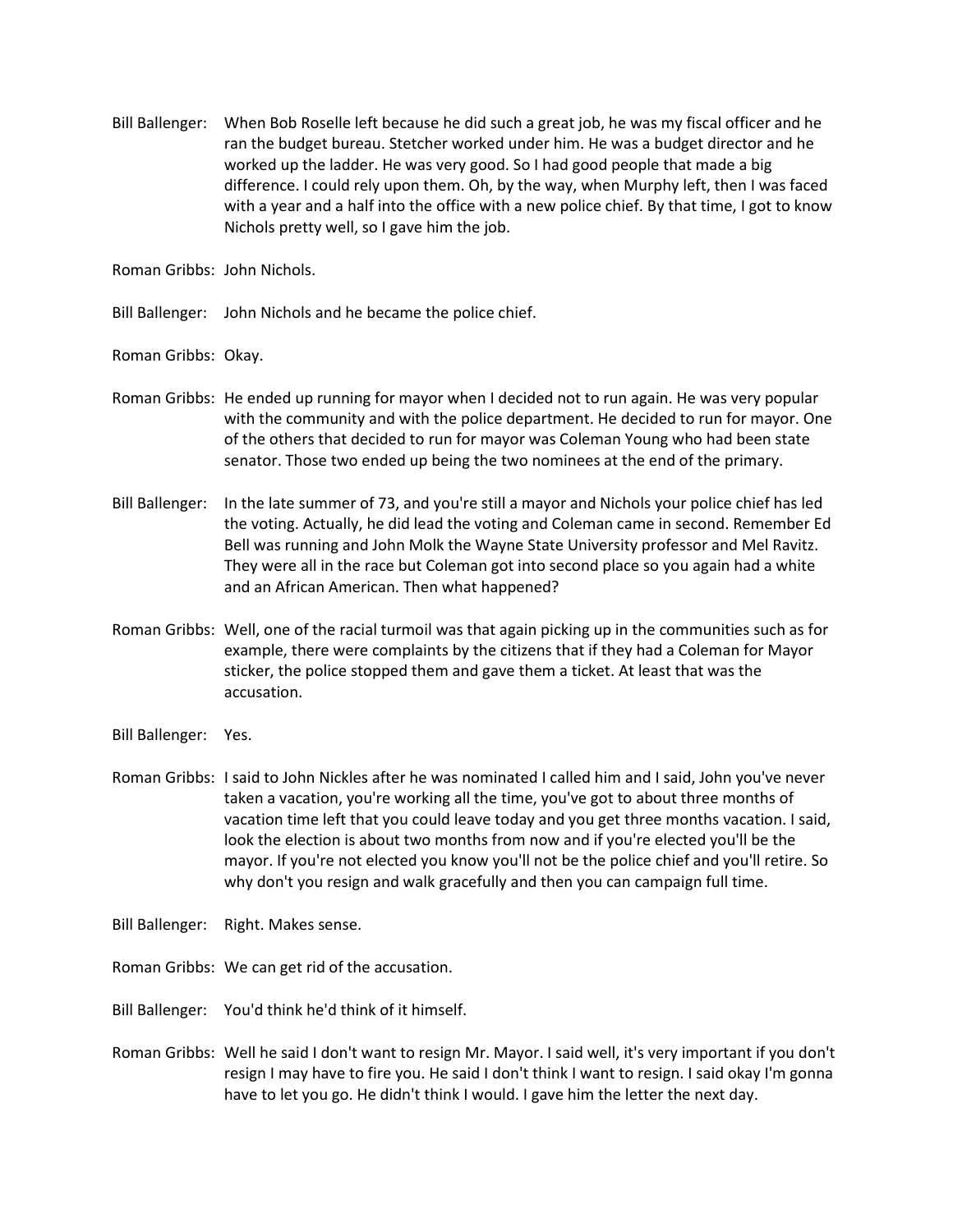Bill Ballenger: When Bob Roselle left because he did such a great job, he was my fiscal officer and he ran the budget bureau. Stetcher worked under him. He was a budget director and he worked up the ladder. He was very good. So I had good people that made a big difference. I could rely upon them. Oh, by the way, when Murphy left, then I was faced with a year and a half into the office with a new police chief. By that time, I got to know Nichols pretty well, so I gave him the job.

Roman Gribbs: John Nichols.

Bill Ballenger: John Nichols and he became the police chief.

Roman Gribbs: Okay.

Roman Gribbs: He ended up running for mayor when I decided not to run again. He was very popular with the community and with the police department. He decided to run for mayor. One of the others that decided to run for mayor was Coleman Young who had been state senator. Those two ended up being the two nominees at the end of the primary.

Bill Ballenger: In the late summer of 73, and you're still a mayor and Nichols your police chief has led the voting. Actually, he did lead the voting and Coleman came in second. Remember Ed Bell was running and John Molk the Wayne State University professor and Mel Ravitz. They were all in the race but Coleman got into second place so you again had a white and an African American. Then what happened?

Roman Gribbs: Well, one of the racial turmoil was that again picking up in the communities such as for example, there were complaints by the citizens that if they had a Coleman for Mayor sticker, the police stopped them and gave them a ticket. At least that was the accusation.

Bill Ballenger: Yes.

Roman Gribbs: I said to John Nickles after he was nominated I called him and I said, John you've never taken a vacation, you're working all the time, you've got to about three months of vacation time left that you could leave today and you get three months vacation. I said, look the election is about two months from now and if you're elected you'll be the mayor. If you're not elected you know you'll not be the police chief and you'll retire. So why don't you resign and walk gracefully and then you can campaign full time.

Bill Ballenger: Right. Makes sense.

Roman Gribbs: We can get rid of the accusation.

Bill Ballenger: You'd think he'd think of it himself.

Roman Gribbs: Well he said I don't want to resign Mr. Mayor. I said well, it's very important if you don't resign I may have to fire you. He said I don't think I want to resign. I said okay I'm gonna have to let you go. He didn't think I would. I gave him the letter the next day.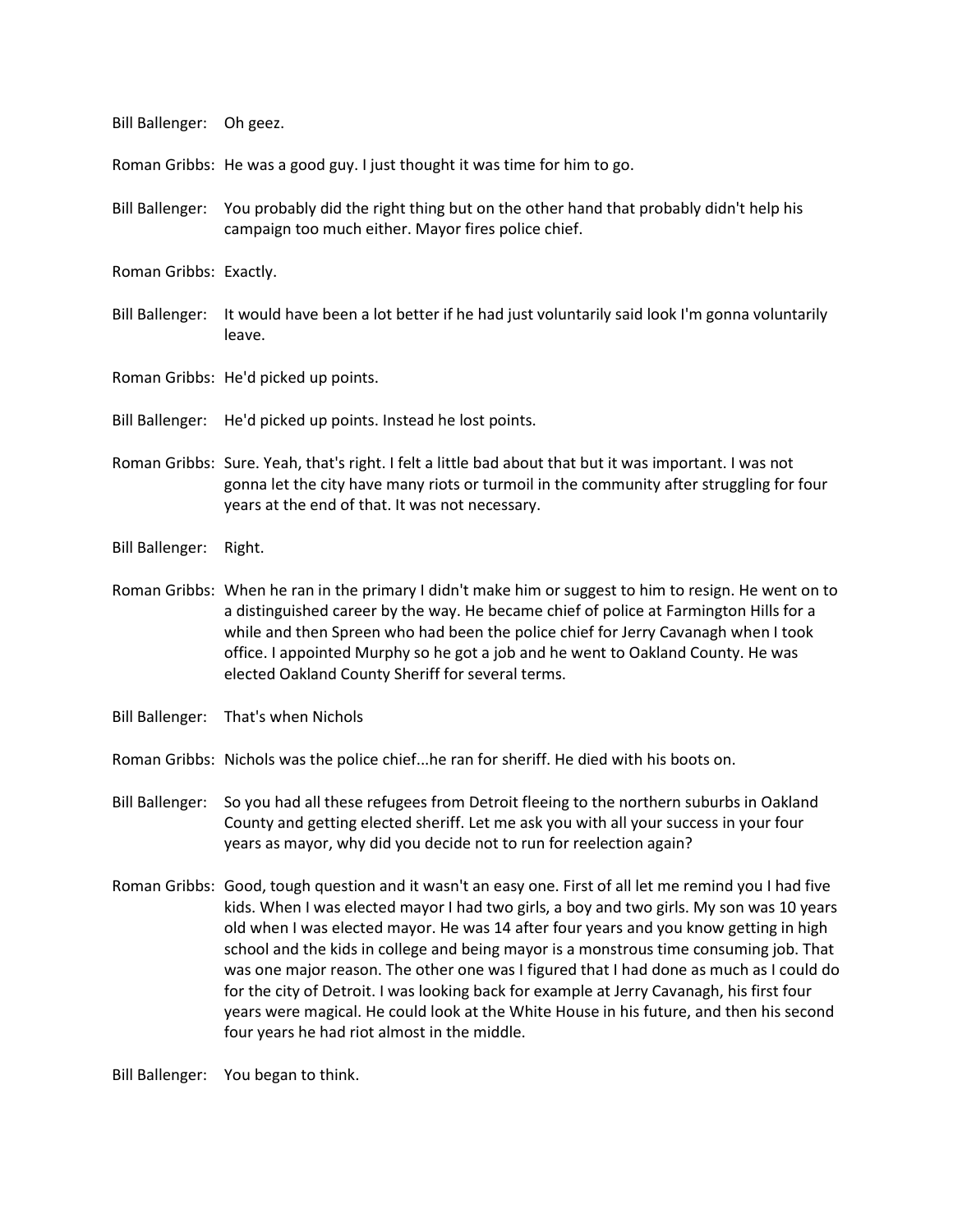Bill Ballenger: Oh geez.

Roman Gribbs: He was a good guy. I just thought it was time for him to go.

Bill Ballenger: You probably did the right thing but on the other hand that probably didn't help his campaign too much either. Mayor fires police chief.

Roman Gribbs: Exactly.

Bill Ballenger: It would have been a lot better if he had just voluntarily said look I'm gonna voluntarily leave.

Roman Gribbs: He'd picked up points.

Bill Ballenger: He'd picked up points. Instead he lost points.

Roman Gribbs: Sure. Yeah, that's right. I felt a little bad about that but it was important. I was not gonna let the city have many riots or turmoil in the community after struggling for four years at the end of that. It was not necessary.

Bill Ballenger: Right.

Roman Gribbs: When he ran in the primary I didn't make him or suggest to him to resign. He went on to a distinguished career by the way. He became chief of police at Farmington Hills for a while and then Spreen who had been the police chief for Jerry Cavanagh when I took office. I appointed Murphy so he got a job and he went to Oakland County. He was elected Oakland County Sheriff for several terms.

Bill Ballenger: That's when Nichols

Roman Gribbs: Nichols was the police chief...he ran for sheriff. He died with his boots on.

Bill Ballenger: So you had all these refugees from Detroit fleeing to the northern suburbs in Oakland County and getting elected sheriff. Let me ask you with all your success in your four years as mayor, why did you decide not to run for reelection again?

Roman Gribbs: Good, tough question and it wasn't an easy one. First of all let me remind you I had five kids. When I was elected mayor I had two girls, a boy and two girls. My son was 10 years old when I was elected mayor. He was 14 after four years and you know getting in high school and the kids in college and being mayor is a monstrous time consuming job. That was one major reason. The other one was I figured that I had done as much as I could do for the city of Detroit. I was looking back for example at Jerry Cavanagh, his first four years were magical. He could look at the White House in his future, and then his second four years he had riot almost in the middle.

Bill Ballenger: You began to think.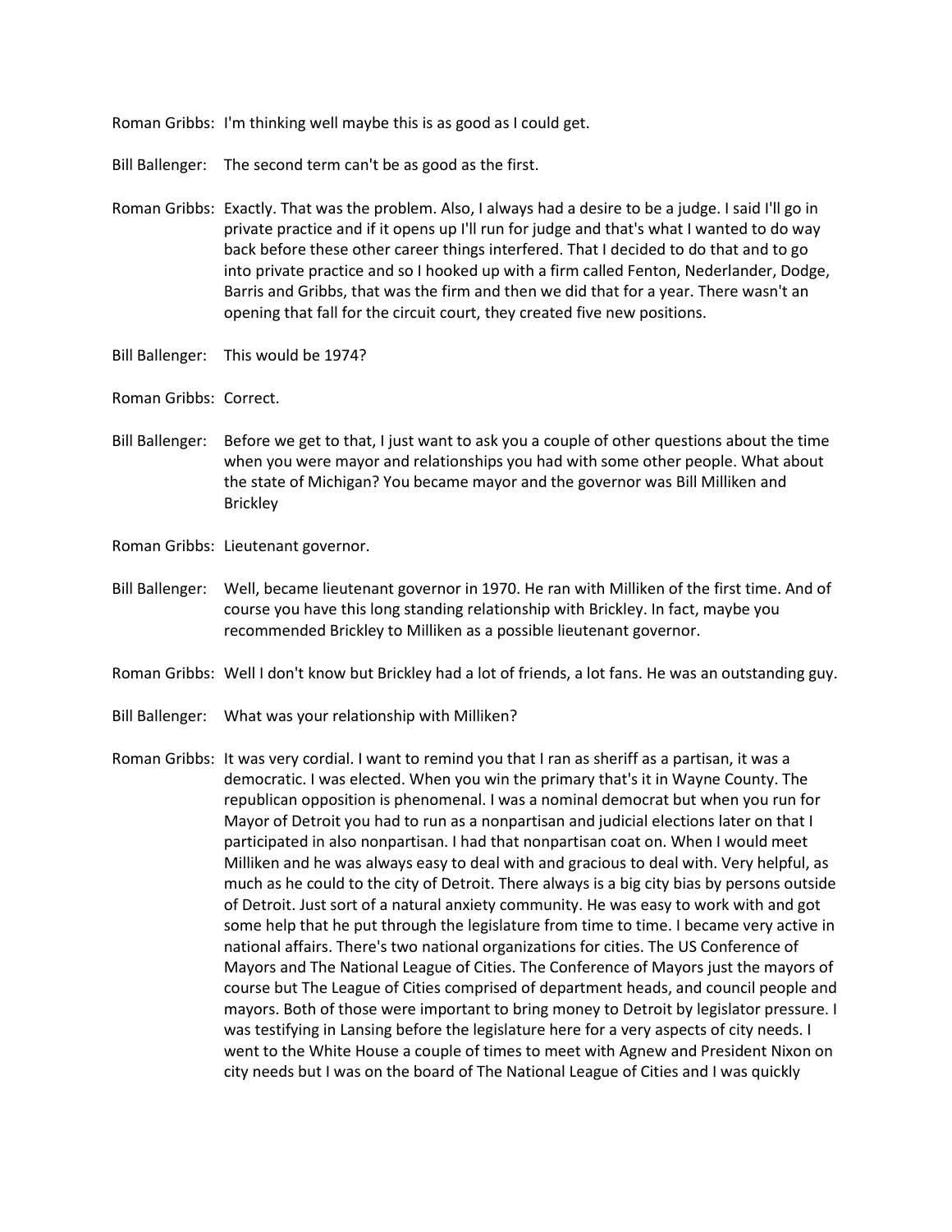Roman Gribbs: I'm thinking well maybe this is as good as I could get.

Bill Ballenger: The second term can't be as good as the first.

Roman Gribbs: Exactly. That was the problem. Also, I always had a desire to be a judge. I said I'll go in private practice and if it opens up I'll run for judge and that's what I wanted to do way back before these other career things interfered. That I decided to do that and to go into private practice and so I hooked up with a firm called Fenton, Nederlander, Dodge, Barris and Gribbs, that was the firm and then we did that for a year. There wasn't an opening that fall for the circuit court, they created five new positions.

Bill Ballenger: This would be 1974?

Roman Gribbs: Correct.

Bill Ballenger: Before we get to that, I just want to ask you a couple of other questions about the time when you were mayor and relationships you had with some other people. What about the state of Michigan? You became mayor and the governor was Bill Milliken and Brickley

Roman Gribbs: Lieutenant governor.

Bill Ballenger: Well, became lieutenant governor in 1970. He ran with Milliken of the first time. And of course you have this long standing relationship with Brickley. In fact, maybe you recommended Brickley to Milliken as a possible lieutenant governor.

Roman Gribbs: Well I don't know but Brickley had a lot of friends, a lot fans. He was an outstanding guy.

Bill Ballenger: What was your relationship with Milliken?

Roman Gribbs: It was very cordial. I want to remind you that I ran as sheriff as a partisan, it was a democratic. I was elected. When you win the primary that's it in Wayne County. The republican opposition is phenomenal. I was a nominal democrat but when you run for Mayor of Detroit you had to run as a nonpartisan and judicial elections later on that I participated in also nonpartisan. I had that nonpartisan coat on. When I would meet Milliken and he was always easy to deal with and gracious to deal with. Very helpful, as much as he could to the city of Detroit. There always is a big city bias by persons outside of Detroit. Just sort of a natural anxiety community. He was easy to work with and got some help that he put through the legislature from time to time. I became very active in national affairs. There's two national organizations for cities. The US Conference of Mayors and The National League of Cities. The Conference of Mayors just the mayors of course but The League of Cities comprised of department heads, and council people and mayors. Both of those were important to bring money to Detroit by legislator pressure. I was testifying in Lansing before the legislature here for a very aspects of city needs. I went to the White House a couple of times to meet with Agnew and President Nixon on city needs but I was on the board of The National League of Cities and I was quickly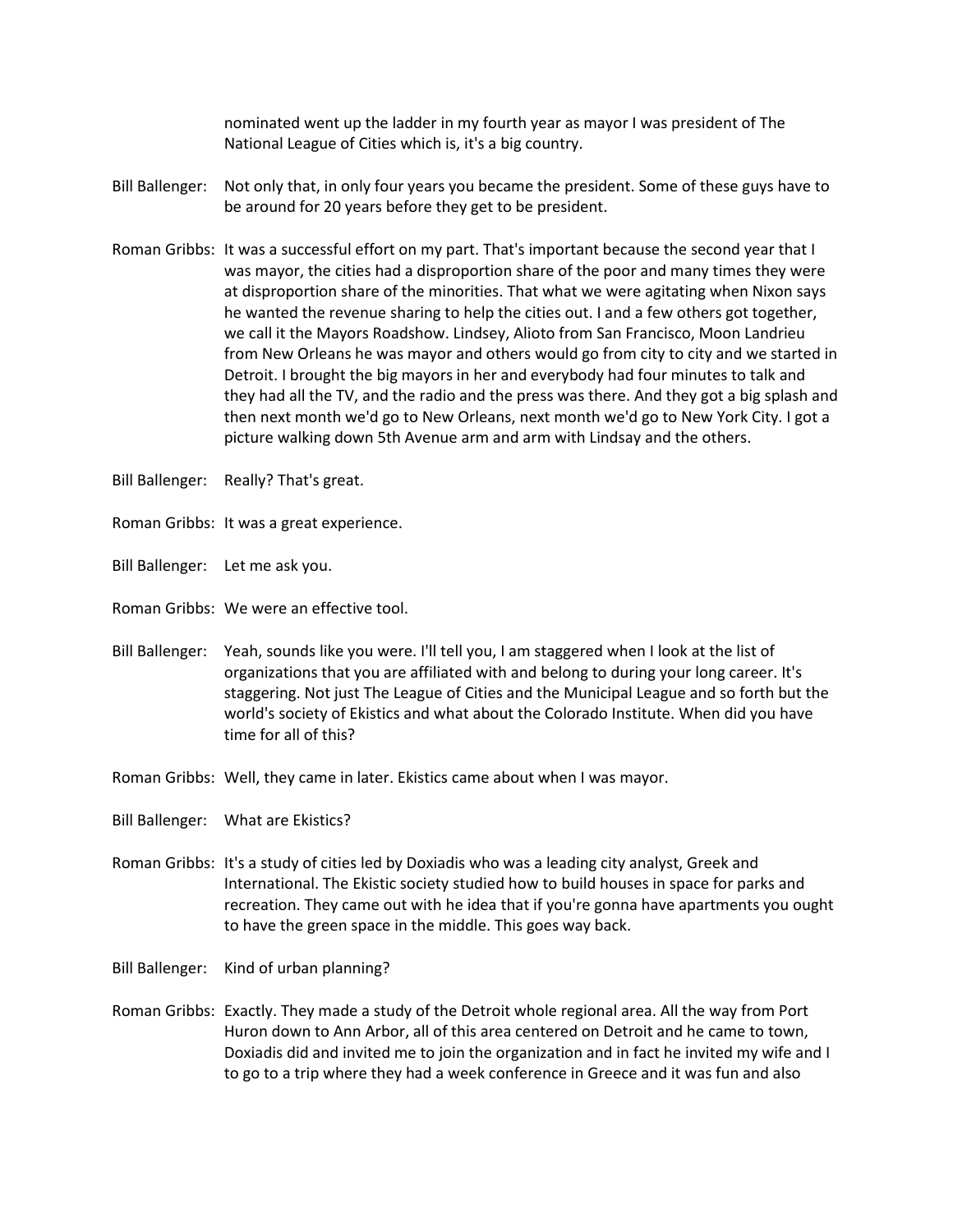nominated went up the ladder in my fourth year as mayor I was president of The National League of Cities which is, it's a big country.

Bill Ballenger: Not only that, in only four years you became the president. Some of these guys have to be around for 20 years before they get to be president.

Roman Gribbs: It was a successful effort on my part. That's important because the second year that I was mayor, the cities had a disproportion share of the poor and many times they were at disproportion share of the minorities. That what we were agitating when Nixon says he wanted the revenue sharing to help the cities out. I and a few others got together, we call it the Mayors Roadshow. Lindsey, Alioto from San Francisco, Moon Landrieu from New Orleans he was mayor and others would go from city to city and we started in Detroit. I brought the big mayors in her and everybody had four minutes to talk and they had all the TV, and the radio and the press was there. And they got a big splash and then next month we'd go to New Orleans, next month we'd go to New York City. I got a picture walking down 5th Avenue arm and arm with Lindsay and the others.

Bill Ballenger: Really? That's great.

Roman Gribbs: It was a great experience.

Bill Ballenger: Let me ask you.

Roman Gribbs: We were an effective tool.

Bill Ballenger: Yeah, sounds like you were. I'll tell you, I am staggered when I look at the list of organizations that you are affiliated with and belong to during your long career. It's staggering. Not just The League of Cities and the Municipal League and so forth but the world's society of Ekistics and what about the Colorado Institute. When did you have time for all of this?

Roman Gribbs: Well, they came in later. Ekistics came about when I was mayor.

Bill Ballenger: What are Ekistics?

Roman Gribbs: It's a study of cities led by Doxiadis who was a leading city analyst, Greek and International. The Ekistic society studied how to build houses in space for parks and recreation. They came out with he idea that if you're gonna have apartments you ought to have the green space in the middle. This goes way back.

Bill Ballenger: Kind of urban planning?

Roman Gribbs: Exactly. They made a study of the Detroit whole regional area. All the way from Port Huron down to Ann Arbor, all of this area centered on Detroit and he came to town, Doxiadis did and invited me to join the organization and in fact he invited my wife and I to go to a trip where they had a week conference in Greece and it was fun and also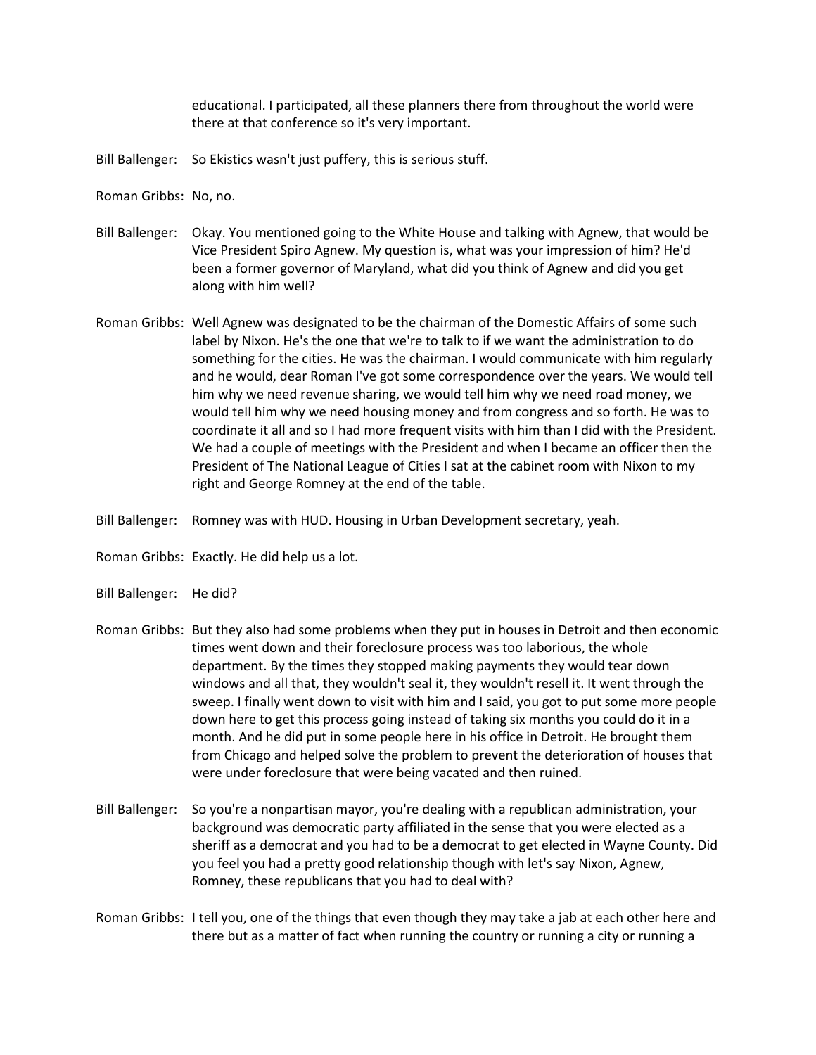educational. I participated, all these planners there from throughout the world were there at that conference so it's very important.

Bill Ballenger: So Ekistics wasn't just puffery, this is serious stuff.

Roman Gribbs: No, no.

Bill Ballenger: Okay. You mentioned going to the White House and talking with Agnew, that would be Vice President Spiro Agnew. My question is, what was your impression of him? He'd been a former governor of Maryland, what did you think of Agnew and did you get along with him well?

Roman Gribbs: Well Agnew was designated to be the chairman of the Domestic Affairs of some such label by Nixon. He's the one that we're to talk to if we want the administration to do something for the cities. He was the chairman. I would communicate with him regularly and he would, dear Roman I've got some correspondence over the years. We would tell him why we need revenue sharing, we would tell him why we need road money, we would tell him why we need housing money and from congress and so forth. He was to coordinate it all and so I had more frequent visits with him than I did with the President. We had a couple of meetings with the President and when I became an officer then the President of The National League of Cities I sat at the cabinet room with Nixon to my right and George Romney at the end of the table.

Bill Ballenger: Romney was with HUD. Housing in Urban Development secretary, yeah.

Roman Gribbs: Exactly. He did help us a lot.

Bill Ballenger: He did?

Roman Gribbs: But they also had some problems when they put in houses in Detroit and then economic times went down and their foreclosure process was too laborious, the whole department. By the times they stopped making payments they would tear down windows and all that, they wouldn't seal it, they wouldn't resell it. It went through the sweep. I finally went down to visit with him and I said, you got to put some more people down here to get this process going instead of taking six months you could do it in a month. And he did put in some people here in his office in Detroit. He brought them from Chicago and helped solve the problem to prevent the deterioration of houses that were under foreclosure that were being vacated and then ruined.

Bill Ballenger: So you're a nonpartisan mayor, you're dealing with a republican administration, your background was democratic party affiliated in the sense that you were elected as a sheriff as a democrat and you had to be a democrat to get elected in Wayne County. Did you feel you had a pretty good relationship though with let's say Nixon, Agnew, Romney, these republicans that you had to deal with?

Roman Gribbs: I tell you, one of the things that even though they may take a jab at each other here and there but as a matter of fact when running the country or running a city or running a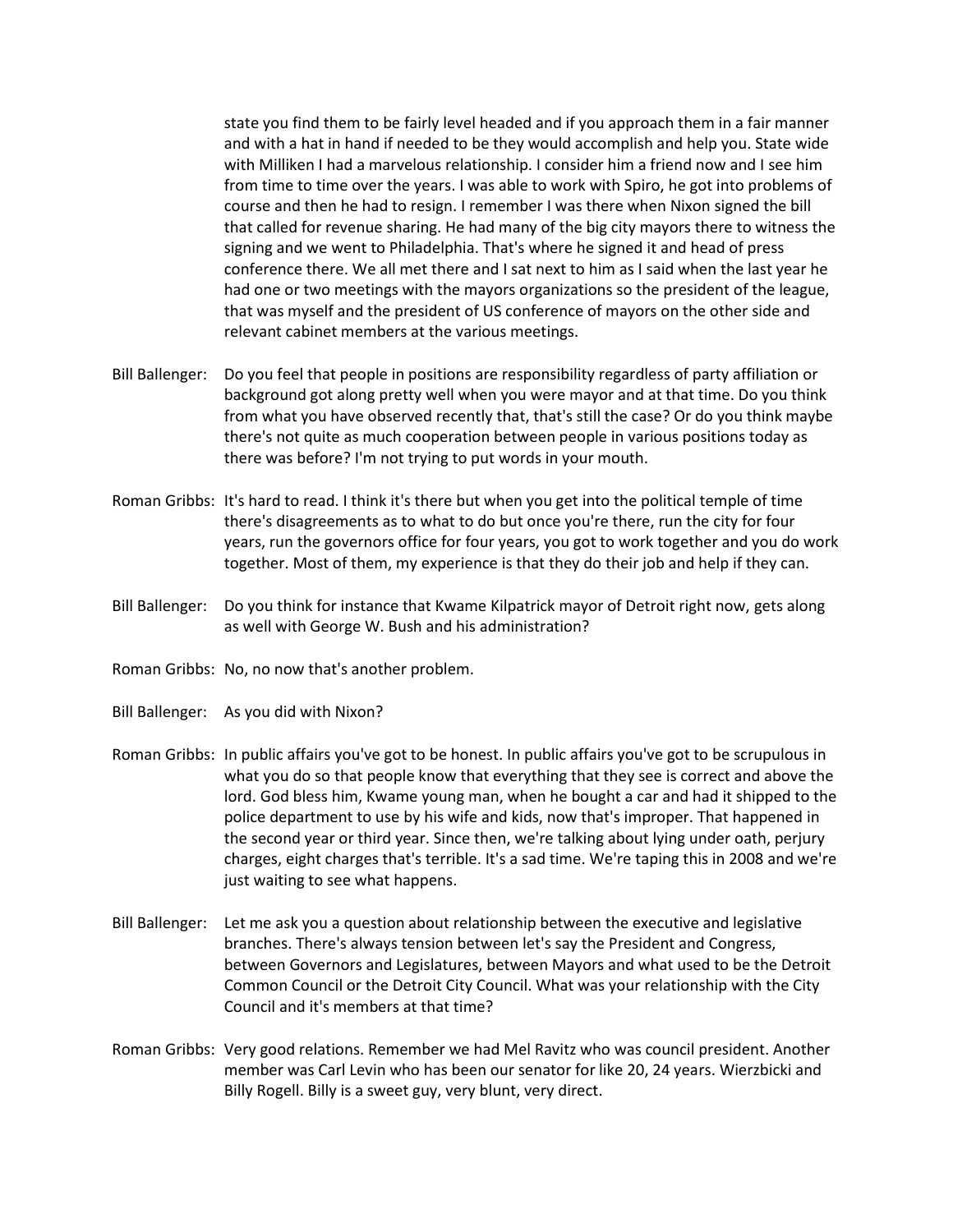state you find them to be fairly level headed and if you approach them in a fair manner and with a hat in hand if needed to be they would accomplish and help you. State wide with Milliken I had a marvelous relationship. I consider him a friend now and I see him from time to time over the years. I was able to work with Spiro, he got into problems of course and then he had to resign. I remember I was there when Nixon signed the bill that called for revenue sharing. He had many of the big city mayors there to witness the signing and we went to Philadelphia. That's where he signed it and head of press conference there. We all met there and I sat next to him as I said when the last year he had one or two meetings with the mayors organizations so the president of the league, that was myself and the president of US conference of mayors on the other side and relevant cabinet members at the various meetings.

Bill Ballenger: Do you feel that people in positions are responsibility regardless of party affiliation or background got along pretty well when you were mayor and at that time. Do you think from what you have observed recently that, that's still the case? Or do you think maybe there's not quite as much cooperation between people in various positions today as there was before? I'm not trying to put words in your mouth.

Roman Gribbs: It's hard to read. I think it's there but when you get into the political temple of time there's disagreements as to what to do but once you're there, run the city for four years, run the governors office for four years, you got to work together and you do work together. Most of them, my experience is that they do their job and help if they can.

Bill Ballenger: Do you think for instance that Kwame Kilpatrick mayor of Detroit right now, gets along as well with George W. Bush and his administration?

Roman Gribbs: No, no now that's another problem.

Bill Ballenger: As you did with Nixon?

Roman Gribbs: In public affairs you've got to be honest. In public affairs you've got to be scrupulous in what you do so that people know that everything that they see is correct and above the lord. God bless him, Kwame young man, when he bought a car and had it shipped to the police department to use by his wife and kids, now that's improper. That happened in the second year or third year. Since then, we're talking about lying under oath, perjury charges, eight charges that's terrible. It's a sad time. We're taping this in 2008 and we're just waiting to see what happens.

Bill Ballenger: Let me ask you a question about relationship between the executive and legislative branches. There's always tension between let's say the President and Congress, between Governors and Legislatures, between Mayors and what used to be the Detroit Common Council or the Detroit City Council. What was your relationship with the City Council and it's members at that time?

Roman Gribbs: Very good relations. Remember we had Mel Ravitz who was council president. Another member was Carl Levin who has been our senator for like 20, 24 years. Wierzbicki and Billy Rogell. Billy is a sweet guy, very blunt, very direct.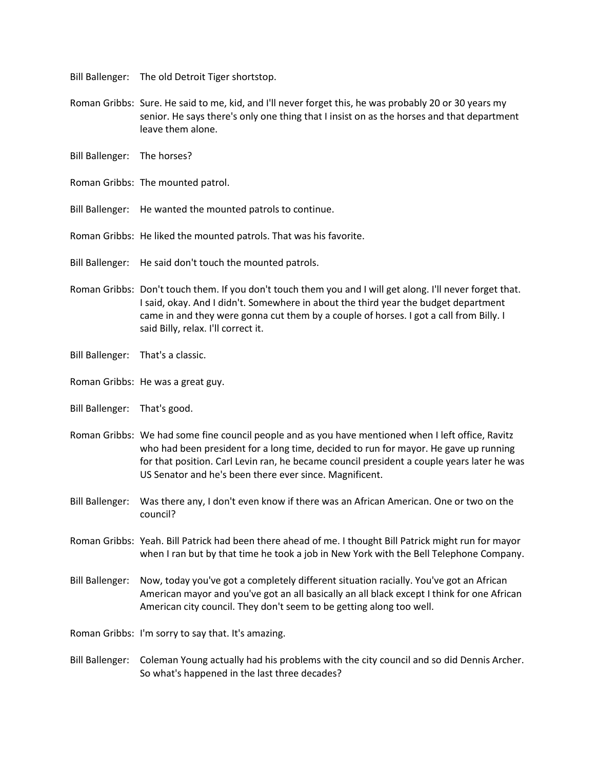Bill Ballenger: The old Detroit Tiger shortstop.

Roman Gribbs: Sure. He said to me, kid, and I'll never forget this, he was probably 20 or 30 years my senior. He says there's only one thing that I insist on as the horses and that department leave them alone.

Bill Ballenger: The horses?

Roman Gribbs: The mounted patrol.

Bill Ballenger: He wanted the mounted patrols to continue.

Roman Gribbs: He liked the mounted patrols. That was his favorite.

Bill Ballenger: He said don't touch the mounted patrols.

Roman Gribbs: Don't touch them. If you don't touch them you and I will get along. I'll never forget that. I said, okay. And I didn't. Somewhere in about the third year the budget department came in and they were gonna cut them by a couple of horses. I got a call from Billy. I said Billy, relax. I'll correct it.

Bill Ballenger: That's a classic.

Roman Gribbs: He was a great guy.

Bill Ballenger: That's good.

Roman Gribbs: We had some fine council people and as you have mentioned when I left office, Ravitz who had been president for a long time, decided to run for mayor. He gave up running for that position. Carl Levin ran, he became council president a couple years later he was US Senator and he's been there ever since. Magnificent.

Bill Ballenger: Was there any, I don't even know if there was an African American. One or two on the council?

Roman Gribbs: Yeah. Bill Patrick had been there ahead of me. I thought Bill Patrick might run for mayor when I ran but by that time he took a job in New York with the Bell Telephone Company.

Bill Ballenger: Now, today you've got a completely different situation racially. You've got an African American mayor and you've got an all basically an all black except I think for one African American city council. They don't seem to be getting along too well.

Roman Gribbs: I'm sorry to say that. It's amazing.

Bill Ballenger: Coleman Young actually had his problems with the city council and so did Dennis Archer. So what's happened in the last three decades?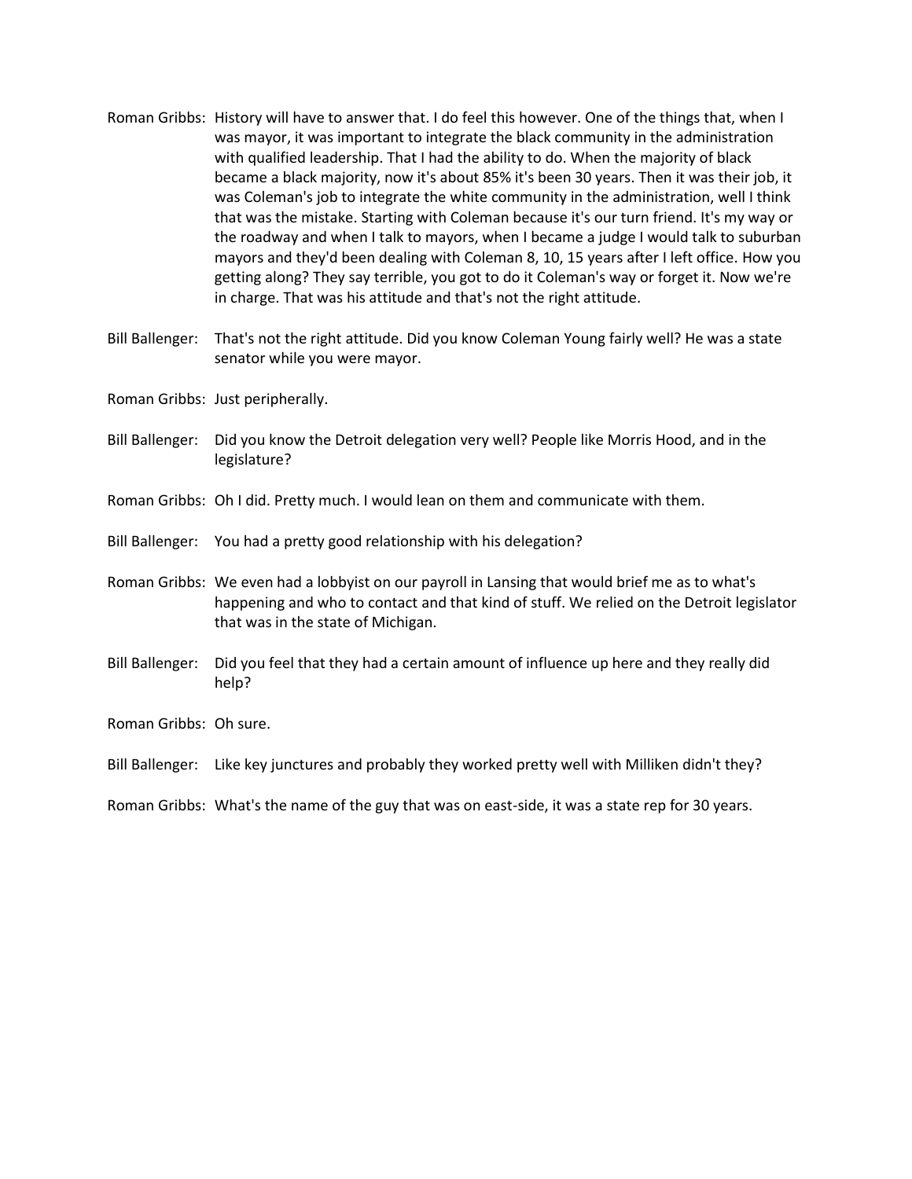Roman Gribbs: History will have to answer that. I do feel this however. One of the things that, when I was mayor, it was important to integrate the black community in the administration with qualified leadership. That I had the ability to do. When the majority of black became a black majority, now it's about 85% it's been 30 years. Then it was their job, it was Coleman's job to integrate the white community in the administration, well I think that was the mistake. Starting with Coleman because it's our turn friend. It's my way or the roadway and when I talk to mayors, when I became a judge I would talk to suburban mayors and they'd been dealing with Coleman 8, 10, 15 years after I left office. How you getting along? They say terrible, you got to do it Coleman's way or forget it. Now we're in charge. That was his attitude and that's not the right attitude.

Bill Ballenger: That's not the right attitude. Did you know Coleman Young fairly well? He was a state senator while you were mayor.

Roman Gribbs: Just peripherally.

Bill Ballenger: Did you know the Detroit delegation very well? People like Morris Hood, and in the legislature?

Roman Gribbs: Oh I did. Pretty much. I would lean on them and communicate with them.

Bill Ballenger: You had a pretty good relationship with his delegation?

Roman Gribbs: We even had a lobbyist on our payroll in Lansing that would brief me as to what's happening and who to contact and that kind of stuff. We relied on the Detroit legislator that was in the state of Michigan.

Bill Ballenger: Did you feel that they had a certain amount of influence up here and they really did help?

Roman Gribbs: Oh sure.

Bill Ballenger: Like key junctures and probably they worked pretty well with Milliken didn't they?

Roman Gribbs: What's the name of the guy that was on east-side, it was a state rep for 30 years.